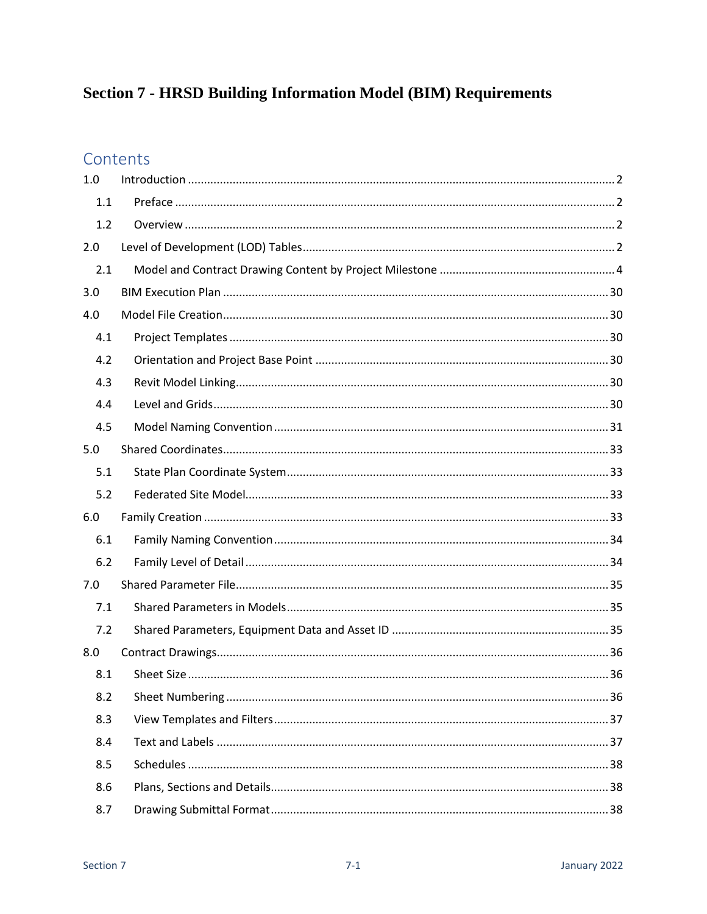# Section 7 - HRSD Building Information Model (BIM) Requirements

## Contents

1.0 Introduction ..... 2
- 1.1 Preface ..... 2
- 1.2 Overview ..... 2

2.0 Level of Development (LOD) Tables ..... 2
- 2.1 Model and Contract Drawing Content by Project Milestone ..... 4

3.0 BIM Execution Plan ..... 30

4.0 Model File Creation ..... 30
- 4.1 Project Templates ..... 30
- 4.2 Orientation and Project Base Point ..... 30
- 4.3 Revit Model Linking ..... 30
- 4.4 Level and Grids ..... 30
- 4.5 Model Naming Convention ..... 31

5.0 Shared Coordinates ..... 33
- 5.1 State Plan Coordinate System ..... 33
- 5.2 Federated Site Model ..... 33

6.0 Family Creation ..... 33
- 6.1 Family Naming Convention ..... 34
- 6.2 Family Level of Detail ..... 34

7.0 Shared Parameter File ..... 35
- 7.1 Shared Parameters in Models ..... 35
- 7.2 Shared Parameters, Equipment Data and Asset ID ..... 35

8.0 Contract Drawings ..... 36
- 8.1 Sheet Size ..... 36
- 8.2 Sheet Numbering ..... 36
- 8.3 View Templates and Filters ..... 37
- 8.4 Text and Labels ..... 37
- 8.5 Schedules ..... 38
- 8.6 Plans, Sections and Details ..... 38
- 8.7 Drawing Submittal Format ..... 38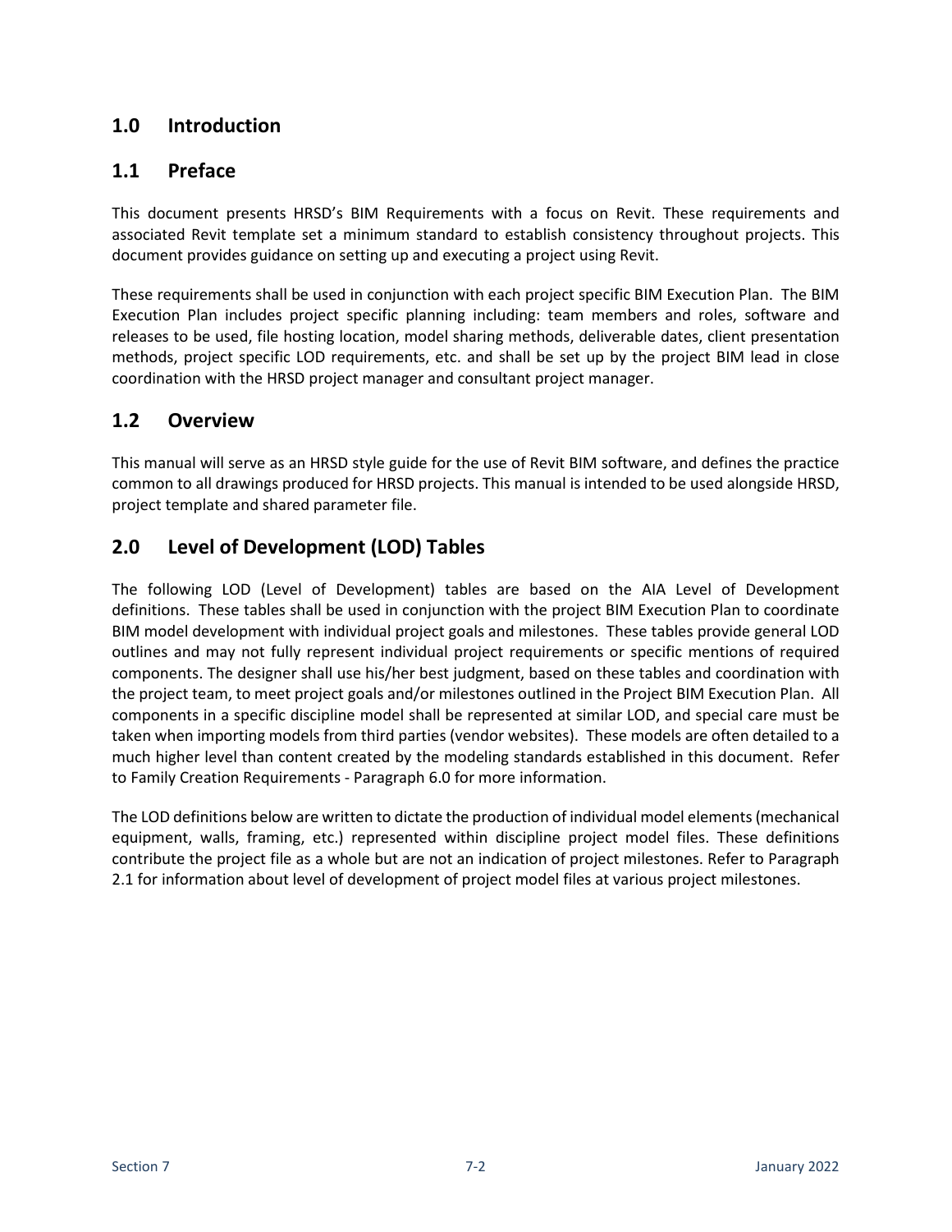## 1.0 Introduction

## 1.1 Preface

This document presents HRSD's BIM Requirements with a focus on Revit. These requirements and associated Revit template set a minimum standard to establish consistency throughout projects. This document provides guidance on setting up and executing a project using Revit.

These requirements shall be used in conjunction with each project specific BIM Execution Plan. The BIM Execution Plan includes project specific planning including: team members and roles, software and releases to be used, file hosting location, model sharing methods, deliverable dates, client presentation methods, project specific LOD requirements, etc. and shall be set up by the project BIM lead in close coordination with the HRSD project manager and consultant project manager.

## 1.2 Overview

This manual will serve as an HRSD style guide for the use of Revit BIM software, and defines the practice common to all drawings produced for HRSD projects. This manual is intended to be used alongside HRSD, project template and shared parameter file.

## 2.0 Level of Development (LOD) Tables

The following LOD (Level of Development) tables are based on the AIA Level of Development definitions. These tables shall be used in conjunction with the project BIM Execution Plan to coordinate BIM model development with individual project goals and milestones. These tables provide general LOD outlines and may not fully represent individual project requirements or specific mentions of required components. The designer shall use his/her best judgment, based on these tables and coordination with the project team, to meet project goals and/or milestones outlined in the Project BIM Execution Plan. All components in a specific discipline model shall be represented at similar LOD, and special care must be taken when importing models from third parties (vendor websites). These models are often detailed to a much higher level than content created by the modeling standards established in this document. Refer to Family Creation Requirements - Paragraph 6.0 for more information.

The LOD definitions below are written to dictate the production of individual model elements (mechanical equipment, walls, framing, etc.) represented within discipline project model files. These definitions contribute the project file as a whole but are not an indication of project milestones. Refer to Paragraph 2.1 for information about level of development of project model files at various project milestones.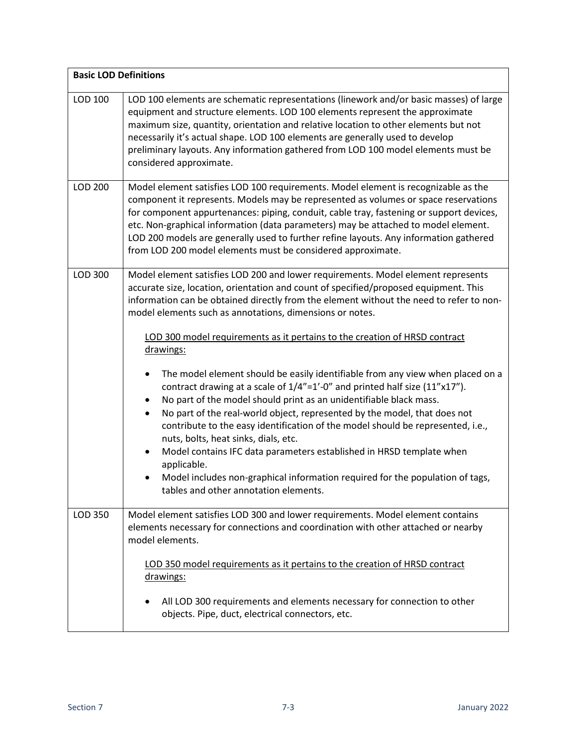| Basic LOD Definitions | |
|---|---|
| LOD 100 | LOD 100 elements are schematic representations (linework and/or basic masses) of large equipment and structure elements. LOD 100 elements represent the approximate maximum size, quantity, orientation and relative location to other elements but not necessarily it's actual shape. LOD 100 elements are generally used to develop preliminary layouts. Any information gathered from LOD 100 model elements must be considered approximate. |
| LOD 200 | Model element satisfies LOD 100 requirements. Model element is recognizable as the component it represents. Models may be represented as volumes or space reservations for component appurtenances: piping, conduit, cable tray, fastening or support devices, etc. Non-graphical information (data parameters) may be attached to model element. LOD 200 models are generally used to further refine layouts. Any information gathered from LOD 200 model elements must be considered approximate. |
| LOD 300 | Model element satisfies LOD 200 and lower requirements. Model element represents accurate size, location, orientation and count of specified/proposed equipment. This information can be obtained directly from the element without the need to refer to non-model elements such as annotations, dimensions or notes.<br><br><u>LOD 300 model requirements as it pertains to the creation of HRSD contract drawings:</u><br><br>• The model element should be easily identifiable from any view when placed on a contract drawing at a scale of 1/4"=1'-0" and printed half size (11"x17").<br>• No part of the model should print as an unidentifiable black mass.<br>• No part of the real-world object, represented by the model, that does not contribute to the easy identification of the model should be represented, i.e., nuts, bolts, heat sinks, dials, etc.<br>• Model contains IFC data parameters established in HRSD template when applicable.<br>• Model includes non-graphical information required for the population of tags, tables and other annotation elements. |
| LOD 350 | Model element satisfies LOD 300 and lower requirements. Model element contains elements necessary for connections and coordination with other attached or nearby model elements.<br><br><u>LOD 350 model requirements as it pertains to the creation of HRSD contract drawings:</u><br><br>• All LOD 300 requirements and elements necessary for connection to other objects. Pipe, duct, electrical connectors, etc. |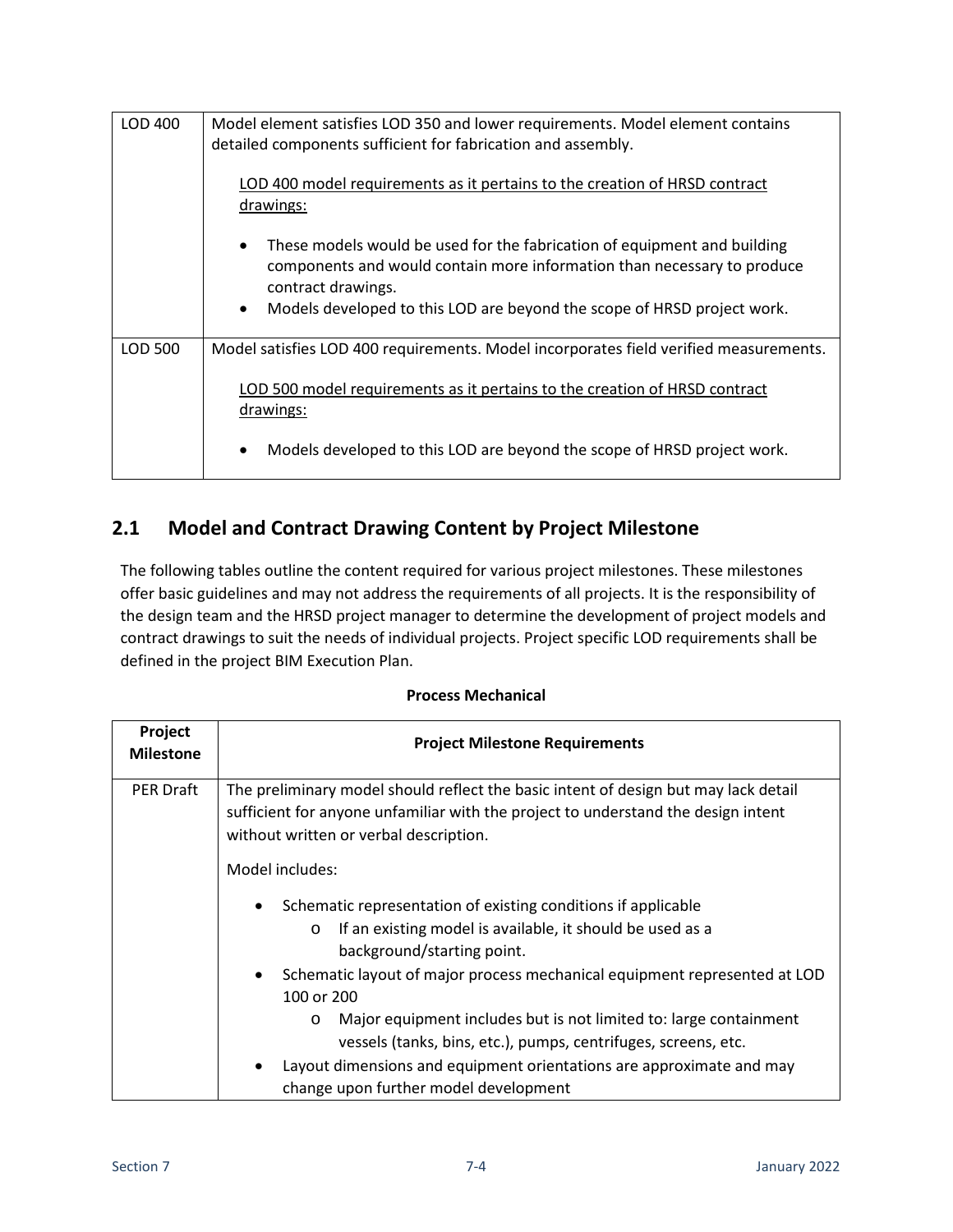| | |
|---|---|
| LOD 400 | Model element satisfies LOD 350 and lower requirements. Model element contains detailed components sufficient for fabrication and assembly.<br><br><u>LOD 400 model requirements as it pertains to the creation of HRSD contract drawings:</u><br><br>• These models would be used for the fabrication of equipment and building components and would contain more information than necessary to produce contract drawings.<br>• Models developed to this LOD are beyond the scope of HRSD project work. |
| LOD 500 | Model satisfies LOD 400 requirements. Model incorporates field verified measurements.<br><br><u>LOD 500 model requirements as it pertains to the creation of HRSD contract drawings:</u><br><br>• Models developed to this LOD are beyond the scope of HRSD project work. |

## 2.1 Model and Contract Drawing Content by Project Milestone

The following tables outline the content required for various project milestones. These milestones offer basic guidelines and may not address the requirements of all projects. It is the responsibility of the design team and the HRSD project manager to determine the development of project models and contract drawings to suit the needs of individual projects. Project specific LOD requirements shall be defined in the project BIM Execution Plan.

**Process Mechanical**

| Project Milestone | Project Milestone Requirements |
|---|---|
| PER Draft | The preliminary model should reflect the basic intent of design but may lack detail sufficient for anyone unfamiliar with the project to understand the design intent without written or verbal description.<br><br>Model includes:<br><br>• Schematic representation of existing conditions if applicable<br>&nbsp;&nbsp;&nbsp;&nbsp;o If an existing model is available, it should be used as a background/starting point.<br>• Schematic layout of major process mechanical equipment represented at LOD 100 or 200<br>&nbsp;&nbsp;&nbsp;&nbsp;o Major equipment includes but is not limited to: large containment vessels (tanks, bins, etc.), pumps, centrifuges, screens, etc.<br>• Layout dimensions and equipment orientations are approximate and may change upon further model development |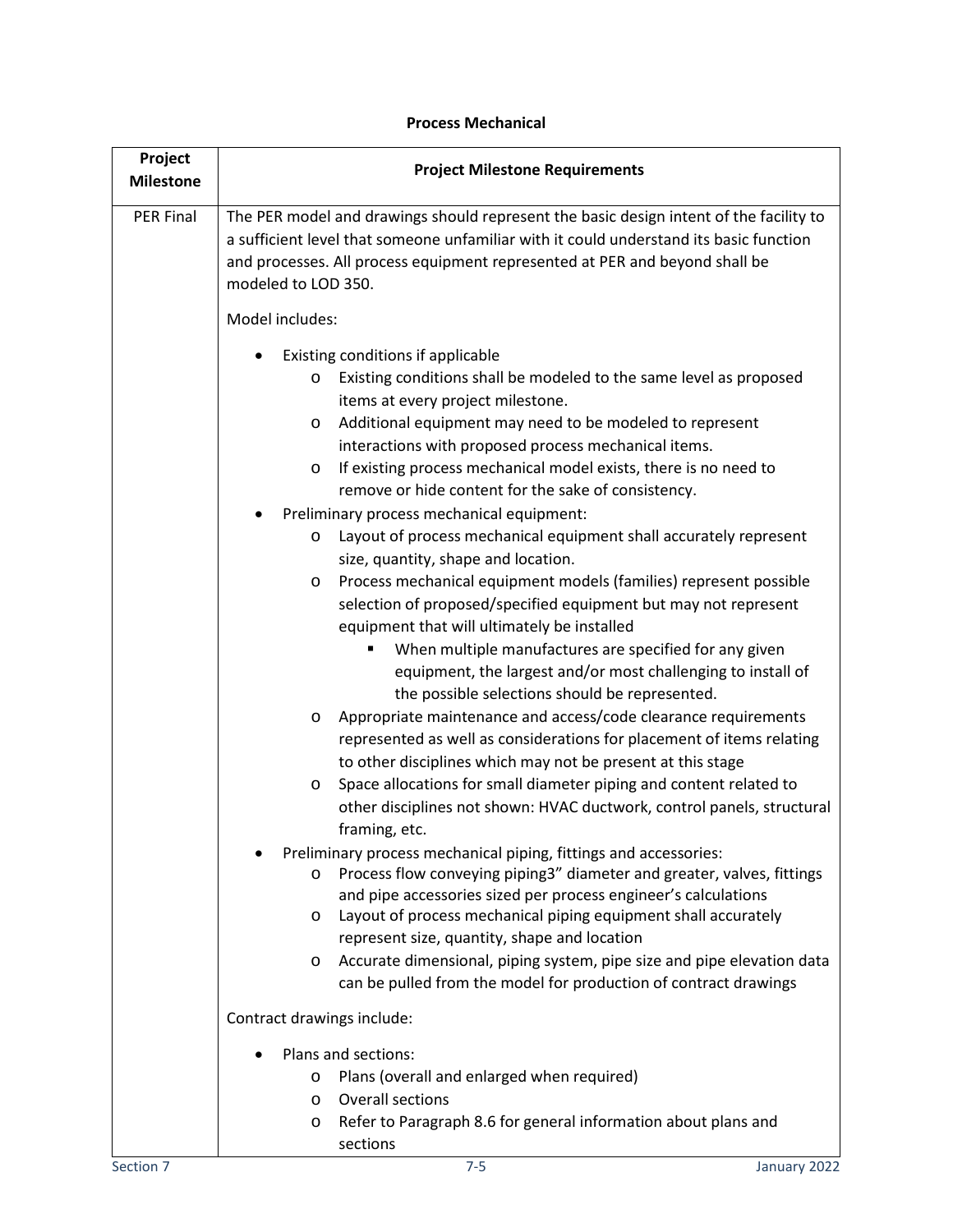**Process Mechanical**

| Project Milestone | Project Milestone Requirements |
|---|---|
| PER Final | The PER model and drawings should represent the basic design intent of the facility to a sufficient level that someone unfamiliar with it could understand its basic function and processes. All process equipment represented at PER and beyond shall be modeled to LOD 350.<br><br>Model includes:<br><br>• Existing conditions if applicable<br>  o Existing conditions shall be modeled to the same level as proposed items at every project milestone.<br>  o Additional equipment may need to be modeled to represent interactions with proposed process mechanical items.<br>  o If existing process mechanical model exists, there is no need to remove or hide content for the sake of consistency.<br>• Preliminary process mechanical equipment:<br>  o Layout of process mechanical equipment shall accurately represent size, quantity, shape and location.<br>  o Process mechanical equipment models (families) represent possible selection of proposed/specified equipment but may not represent equipment that will ultimately be installed<br>    ▪ When multiple manufactures are specified for any given equipment, the largest and/or most challenging to install of the possible selections should be represented.<br>  o Appropriate maintenance and access/code clearance requirements represented as well as considerations for placement of items relating to other disciplines which may not be present at this stage<br>  o Space allocations for small diameter piping and content related to other disciplines not shown: HVAC ductwork, control panels, structural framing, etc.<br>• Preliminary process mechanical piping, fittings and accessories:<br>  o Process flow conveying piping3" diameter and greater, valves, fittings and pipe accessories sized per process engineer's calculations<br>  o Layout of process mechanical piping equipment shall accurately represent size, quantity, shape and location<br>  o Accurate dimensional, piping system, pipe size and pipe elevation data can be pulled from the model for production of contract drawings<br><br>Contract drawings include:<br><br>• Plans and sections:<br>  o Plans (overall and enlarged when required)<br>  o Overall sections<br>  o Refer to Paragraph 8.6 for general information about plans and sections |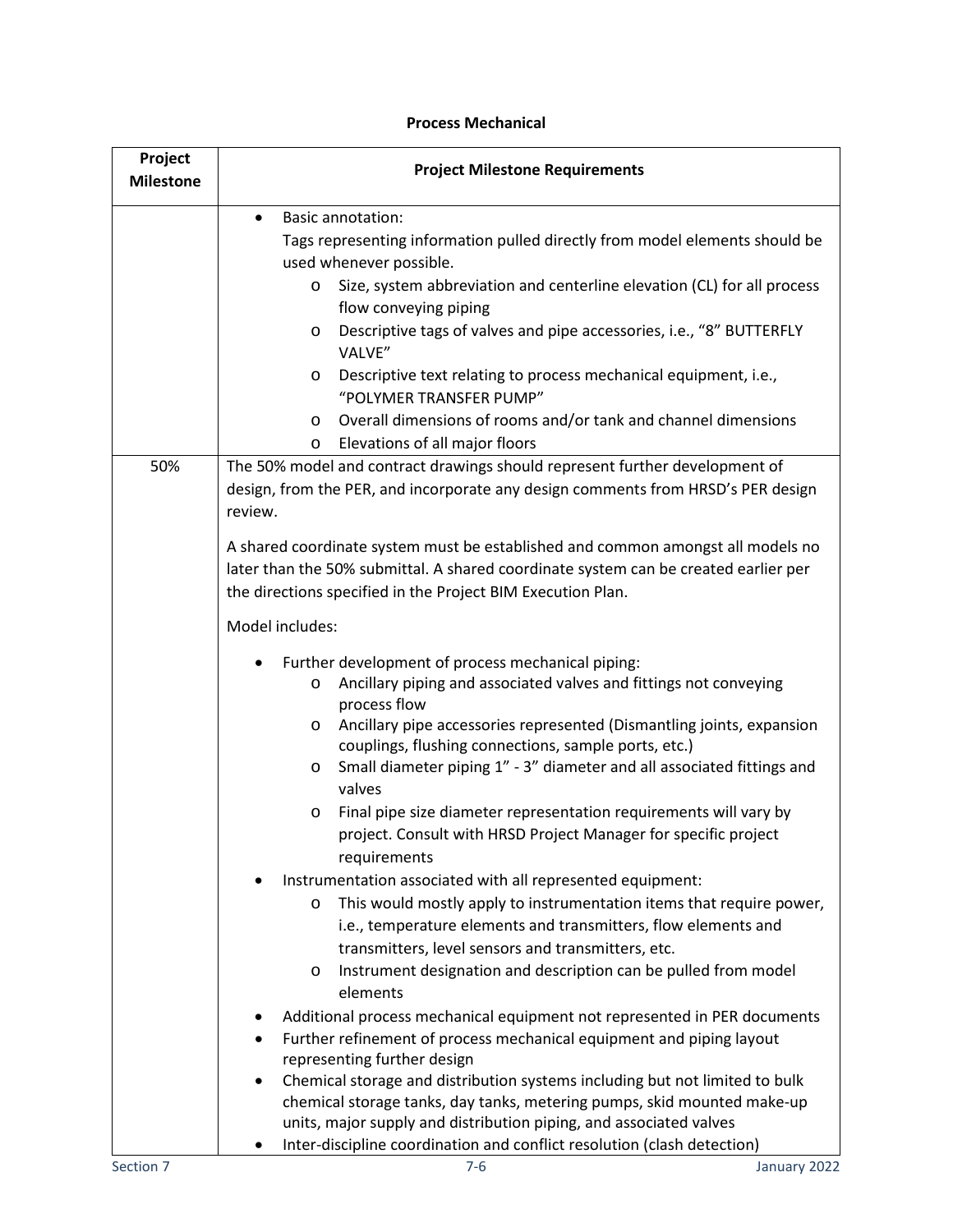**Process Mechanical**

| Project Milestone | Project Milestone Requirements |
|---|---|
| | • Basic annotation:<br>Tags representing information pulled directly from model elements should be used whenever possible.<br>o Size, system abbreviation and centerline elevation (CL) for all process flow conveying piping<br>o Descriptive tags of valves and pipe accessories, i.e., "8" BUTTERFLY VALVE"<br>o Descriptive text relating to process mechanical equipment, i.e., "POLYMER TRANSFER PUMP"<br>o Overall dimensions of rooms and/or tank and channel dimensions<br>o Elevations of all major floors |
| 50% | The 50% model and contract drawings should represent further development of design, from the PER, and incorporate any design comments from HRSD's PER design review.<br><br>A shared coordinate system must be established and common amongst all models no later than the 50% submittal. A shared coordinate system can be created earlier per the directions specified in the Project BIM Execution Plan.<br><br>Model includes:<br><br>• Further development of process mechanical piping:<br>o Ancillary piping and associated valves and fittings not conveying process flow<br>o Ancillary pipe accessories represented (Dismantling joints, expansion couplings, flushing connections, sample ports, etc.)<br>o Small diameter piping 1" - 3" diameter and all associated fittings and valves<br>o Final pipe size diameter representation requirements will vary by project. Consult with HRSD Project Manager for specific project requirements<br>• Instrumentation associated with all represented equipment:<br>o This would mostly apply to instrumentation items that require power, i.e., temperature elements and transmitters, flow elements and transmitters, level sensors and transmitters, etc.<br>o Instrument designation and description can be pulled from model elements<br>• Additional process mechanical equipment not represented in PER documents<br>• Further refinement of process mechanical equipment and piping layout representing further design<br>• Chemical storage and distribution systems including but not limited to bulk chemical storage tanks, day tanks, metering pumps, skid mounted make-up units, major supply and distribution piping, and associated valves<br>• Inter-discipline coordination and conflict resolution (clash detection) |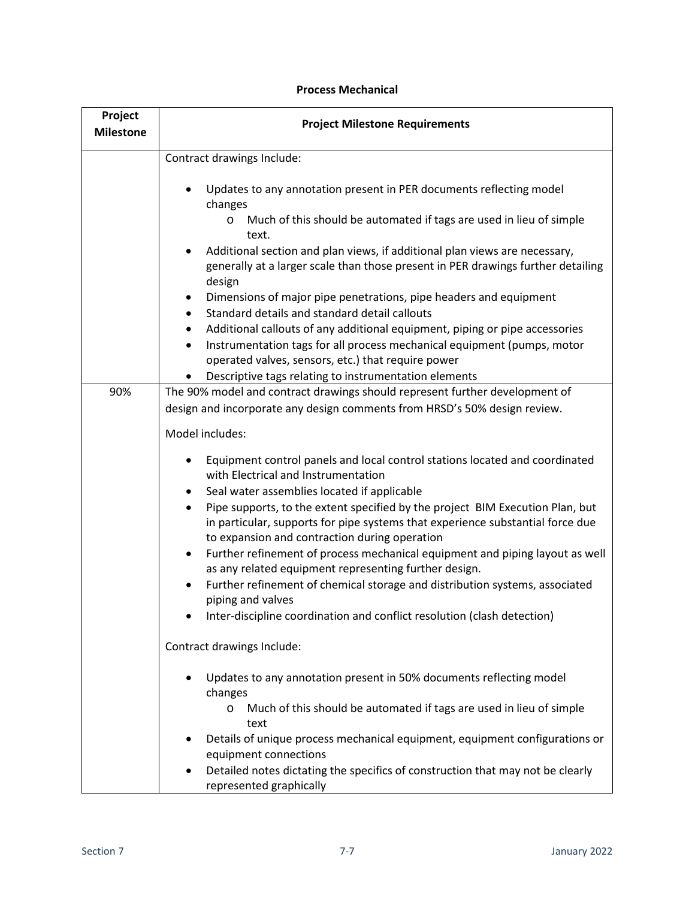**Process Mechanical**

| Project Milestone | Project Milestone Requirements |
|---|---|
| | Contract drawings Include:<br><br>• Updates to any annotation present in PER documents reflecting model changes<br>  o Much of this should be automated if tags are used in lieu of simple text.<br>• Additional section and plan views, if additional plan views are necessary, generally at a larger scale than those present in PER drawings further detailing design<br>• Dimensions of major pipe penetrations, pipe headers and equipment<br>• Standard details and standard detail callouts<br>• Additional callouts of any additional equipment, piping or pipe accessories<br>• Instrumentation tags for all process mechanical equipment (pumps, motor operated valves, sensors, etc.) that require power<br>• Descriptive tags relating to instrumentation elements |
| 90% | The 90% model and contract drawings should represent further development of design and incorporate any design comments from HRSD's 50% design review.<br><br>Model includes:<br><br>• Equipment control panels and local control stations located and coordinated with Electrical and Instrumentation<br>• Seal water assemblies located if applicable<br>• Pipe supports, to the extent specified by the project BIM Execution Plan, but in particular, supports for pipe systems that experience substantial force due to expansion and contraction during operation<br>• Further refinement of process mechanical equipment and piping layout as well as any related equipment representing further design.<br>• Further refinement of chemical storage and distribution systems, associated piping and valves<br>• Inter-discipline coordination and conflict resolution (clash detection)<br><br>Contract drawings Include:<br><br>• Updates to any annotation present in 50% documents reflecting model changes<br>  o Much of this should be automated if tags are used in lieu of simple text<br>• Details of unique process mechanical equipment, equipment configurations or equipment connections<br>• Detailed notes dictating the specifics of construction that may not be clearly represented graphically |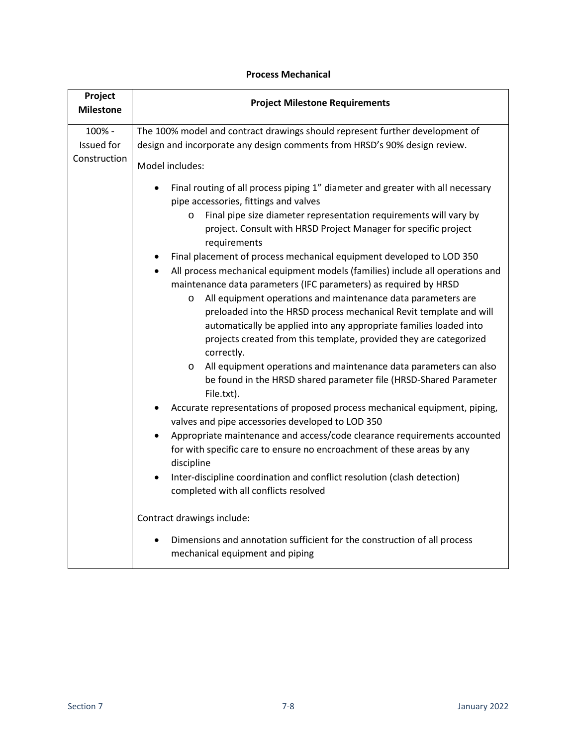### Process Mechanical

| Project Milestone | Project Milestone Requirements |
|---|---|
| 100% - Issued for Construction | The 100% model and contract drawings should represent further development of design and incorporate any design comments from HRSD's 90% design review.<br><br>Model includes:<br><br>• Final routing of all process piping 1" diameter and greater with all necessary pipe accessories, fittings and valves<br>&nbsp;&nbsp;&nbsp;&nbsp;o Final pipe size diameter representation requirements will vary by project. Consult with HRSD Project Manager for specific project requirements<br>• Final placement of process mechanical equipment developed to LOD 350<br>• All process mechanical equipment models (families) include all operations and maintenance data parameters (IFC parameters) as required by HRSD<br>&nbsp;&nbsp;&nbsp;&nbsp;o All equipment operations and maintenance data parameters are preloaded into the HRSD process mechanical Revit template and will automatically be applied into any appropriate families loaded into projects created from this template, provided they are categorized correctly.<br>&nbsp;&nbsp;&nbsp;&nbsp;o All equipment operations and maintenance data parameters can also be found in the HRSD shared parameter file (HRSD-Shared Parameter File.txt).<br>• Accurate representations of proposed process mechanical equipment, piping, valves and pipe accessories developed to LOD 350<br>• Appropriate maintenance and access/code clearance requirements accounted for with specific care to ensure no encroachment of these areas by any discipline<br>• Inter-discipline coordination and conflict resolution (clash detection) completed with all conflicts resolved<br><br>Contract drawings include:<br><br>• Dimensions and annotation sufficient for the construction of all process mechanical equipment and piping |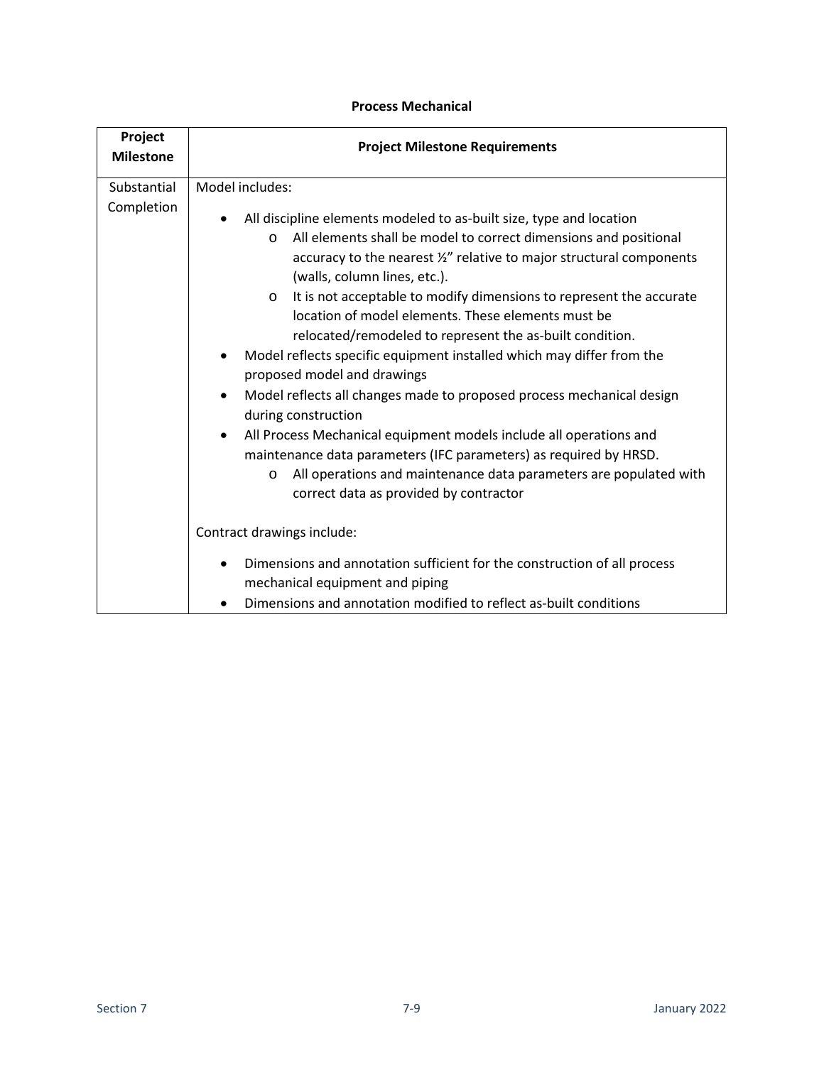**Process Mechanical**

| Project Milestone | Project Milestone Requirements |
|---|---|
| Substantial Completion | Model includes:<br><br>• All discipline elements modeled to as-built size, type and location<br>&nbsp;&nbsp;&nbsp;&nbsp;o All elements shall be model to correct dimensions and positional accuracy to the nearest ½" relative to major structural components (walls, column lines, etc.).<br>&nbsp;&nbsp;&nbsp;&nbsp;o It is not acceptable to modify dimensions to represent the accurate location of model elements. These elements must be relocated/remodeled to represent the as-built condition.<br>• Model reflects specific equipment installed which may differ from the proposed model and drawings<br>• Model reflects all changes made to proposed process mechanical design during construction<br>• All Process Mechanical equipment models include all operations and maintenance data parameters (IFC parameters) as required by HRSD.<br>&nbsp;&nbsp;&nbsp;&nbsp;o All operations and maintenance data parameters are populated with correct data as provided by contractor<br><br>Contract drawings include:<br><br>• Dimensions and annotation sufficient for the construction of all process mechanical equipment and piping<br>• Dimensions and annotation modified to reflect as-built conditions |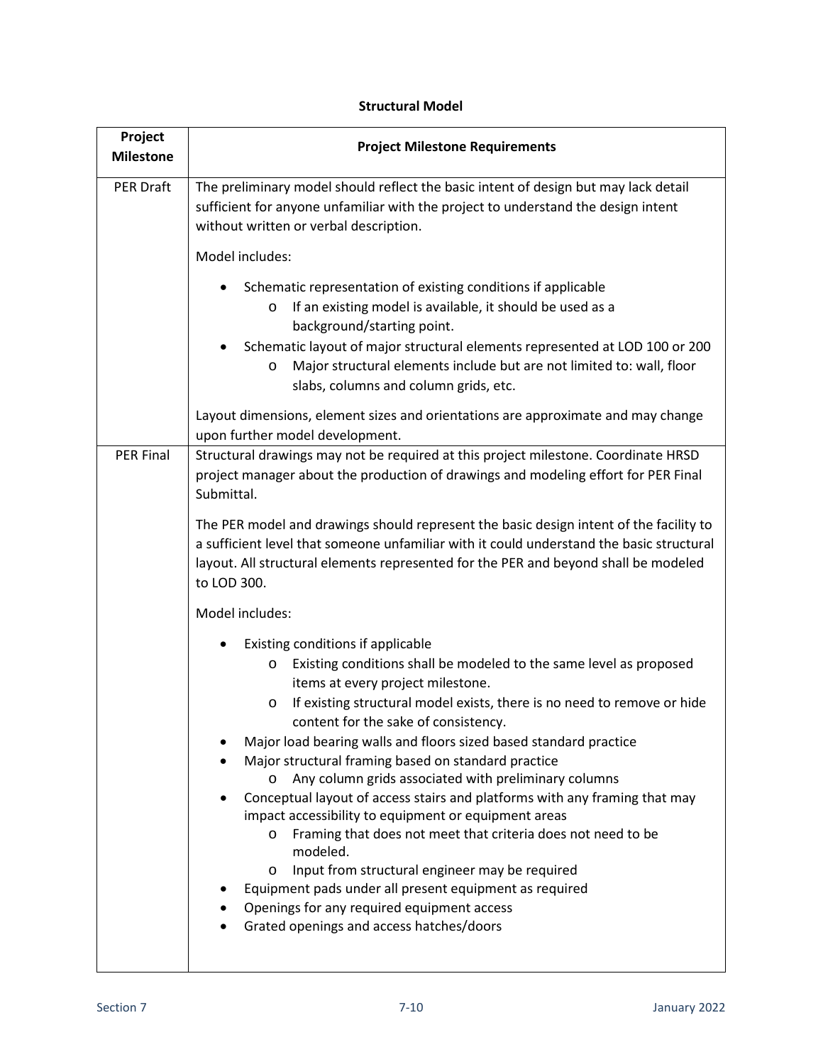**Structural Model**

| Project Milestone | Project Milestone Requirements |
|---|---|
| PER Draft | The preliminary model should reflect the basic intent of design but may lack detail sufficient for anyone unfamiliar with the project to understand the design intent without written or verbal description.<br><br>Model includes:<br><br>• Schematic representation of existing conditions if applicable<br>&nbsp;&nbsp;&nbsp;&nbsp;o If an existing model is available, it should be used as a background/starting point.<br>• Schematic layout of major structural elements represented at LOD 100 or 200<br>&nbsp;&nbsp;&nbsp;&nbsp;o Major structural elements include but are not limited to: wall, floor slabs, columns and column grids, etc.<br><br>Layout dimensions, element sizes and orientations are approximate and may change upon further model development. |
| PER Final | Structural drawings may not be required at this project milestone. Coordinate HRSD project manager about the production of drawings and modeling effort for PER Final Submittal.<br><br>The PER model and drawings should represent the basic design intent of the facility to a sufficient level that someone unfamiliar with it could understand the basic structural layout. All structural elements represented for the PER and beyond shall be modeled to LOD 300.<br><br>Model includes:<br><br>• Existing conditions if applicable<br>&nbsp;&nbsp;&nbsp;&nbsp;o Existing conditions shall be modeled to the same level as proposed items at every project milestone.<br>&nbsp;&nbsp;&nbsp;&nbsp;o If existing structural model exists, there is no need to remove or hide content for the sake of consistency.<br>• Major load bearing walls and floors sized based standard practice<br>• Major structural framing based on standard practice<br>&nbsp;&nbsp;&nbsp;&nbsp;o Any column grids associated with preliminary columns<br>• Conceptual layout of access stairs and platforms with any framing that may impact accessibility to equipment or equipment areas<br>&nbsp;&nbsp;&nbsp;&nbsp;o Framing that does not meet that criteria does not need to be modeled.<br>&nbsp;&nbsp;&nbsp;&nbsp;o Input from structural engineer may be required<br>• Equipment pads under all present equipment as required<br>• Openings for any required equipment access<br>• Grated openings and access hatches/doors |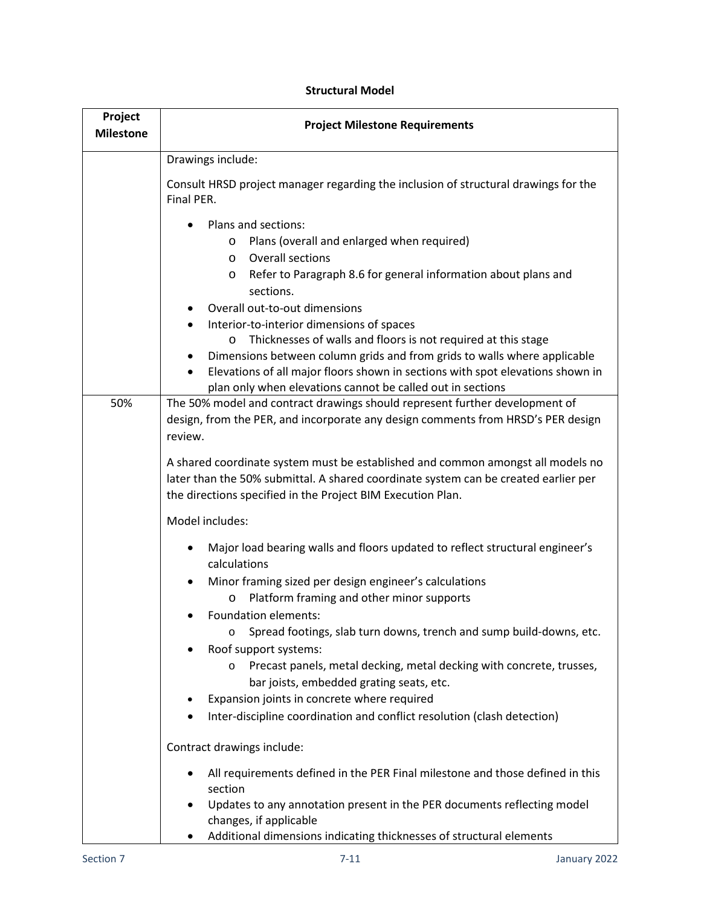**Structural Model**

| Project Milestone | Project Milestone Requirements |
|---|---|
| | Drawings include:<br><br>Consult HRSD project manager regarding the inclusion of structural drawings for the Final PER.<br><br>• Plans and sections:<br>  o Plans (overall and enlarged when required)<br>  o Overall sections<br>  o Refer to Paragraph 8.6 for general information about plans and sections.<br>• Overall out-to-out dimensions<br>• Interior-to-interior dimensions of spaces<br>  o Thicknesses of walls and floors is not required at this stage<br>• Dimensions between column grids and from grids to walls where applicable<br>• Elevations of all major floors shown in sections with spot elevations shown in plan only when elevations cannot be called out in sections |
| 50% | The 50% model and contract drawings should represent further development of design, from the PER, and incorporate any design comments from HRSD's PER design review.<br><br>A shared coordinate system must be established and common amongst all models no later than the 50% submittal. A shared coordinate system can be created earlier per the directions specified in the Project BIM Execution Plan.<br><br>Model includes:<br><br>• Major load bearing walls and floors updated to reflect structural engineer's calculations<br>• Minor framing sized per design engineer's calculations<br>  o Platform framing and other minor supports<br>• Foundation elements:<br>  o Spread footings, slab turn downs, trench and sump build-downs, etc.<br>• Roof support systems:<br>  o Precast panels, metal decking, metal decking with concrete, trusses, bar joists, embedded grating seats, etc.<br>• Expansion joints in concrete where required<br>• Inter-discipline coordination and conflict resolution (clash detection)<br><br>Contract drawings include:<br><br>• All requirements defined in the PER Final milestone and those defined in this section<br>• Updates to any annotation present in the PER documents reflecting model changes, if applicable<br>• Additional dimensions indicating thicknesses of structural elements |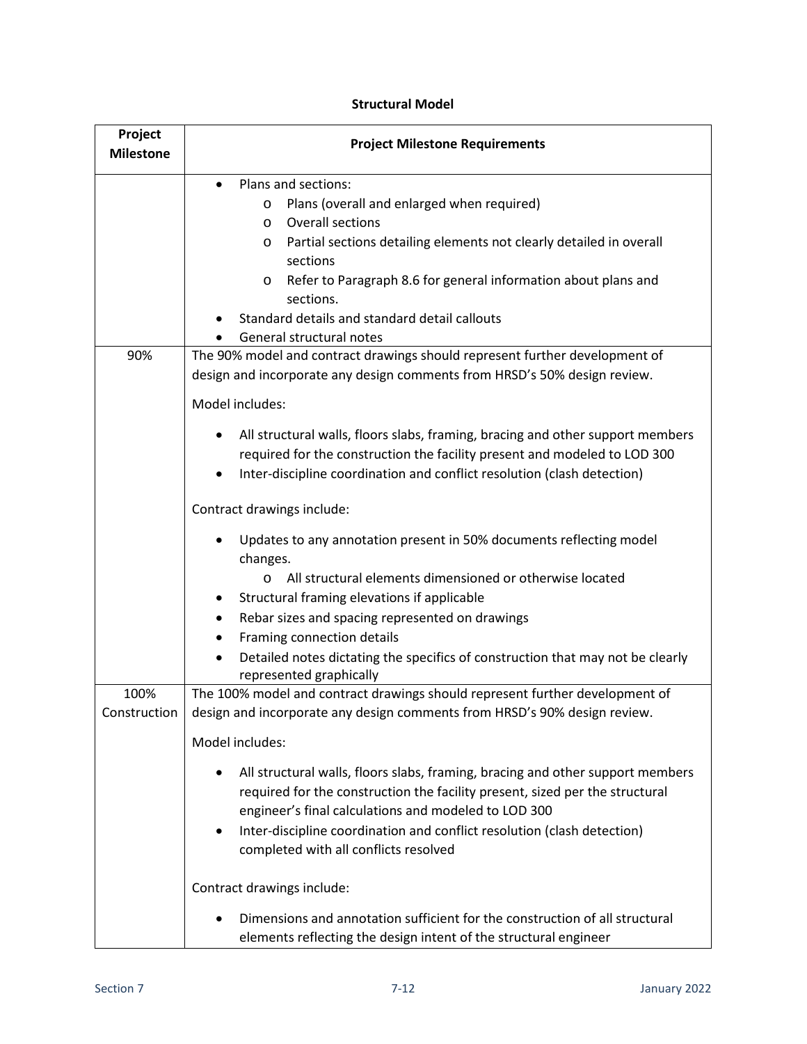**Structural Model**

| Project Milestone | Project Milestone Requirements |
| --- | --- |
| | • Plans and sections:<br>  o Plans (overall and enlarged when required)<br>  o Overall sections<br>  o Partial sections detailing elements not clearly detailed in overall sections<br>  o Refer to Paragraph 8.6 for general information about plans and sections.<br>• Standard details and standard detail callouts<br>• General structural notes |
| 90% | The 90% model and contract drawings should represent further development of design and incorporate any design comments from HRSD's 50% design review.<br><br>Model includes:<br><br>• All structural walls, floors slabs, framing, bracing and other support members required for the construction the facility present and modeled to LOD 300<br>• Inter-discipline coordination and conflict resolution (clash detection)<br><br>Contract drawings include:<br><br>• Updates to any annotation present in 50% documents reflecting model changes.<br>  o All structural elements dimensioned or otherwise located<br>• Structural framing elevations if applicable<br>• Rebar sizes and spacing represented on drawings<br>• Framing connection details<br>• Detailed notes dictating the specifics of construction that may not be clearly represented graphically |
| 100% Construction | The 100% model and contract drawings should represent further development of design and incorporate any design comments from HRSD's 90% design review.<br><br>Model includes:<br><br>• All structural walls, floors slabs, framing, bracing and other support members required for the construction the facility present, sized per the structural engineer's final calculations and modeled to LOD 300<br>• Inter-discipline coordination and conflict resolution (clash detection) completed with all conflicts resolved<br><br>Contract drawings include:<br><br>• Dimensions and annotation sufficient for the construction of all structural elements reflecting the design intent of the structural engineer |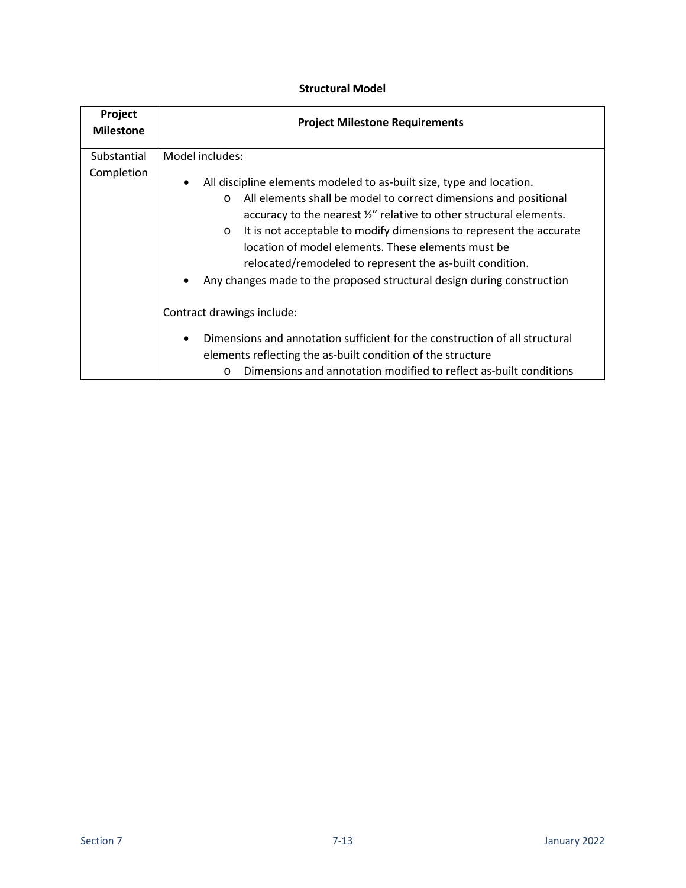**Structural Model**

| Project Milestone | Project Milestone Requirements |
|---|---|
| Substantial Completion | Model includes:<br>• All discipline elements modeled to as-built size, type and location.<br>  o All elements shall be model to correct dimensions and positional accuracy to the nearest ½" relative to other structural elements.<br>  o It is not acceptable to modify dimensions to represent the accurate location of model elements. These elements must be relocated/remodeled to represent the as-built condition.<br>• Any changes made to the proposed structural design during construction<br><br>Contract drawings include:<br>• Dimensions and annotation sufficient for the construction of all structural elements reflecting the as-built condition of the structure<br>  o Dimensions and annotation modified to reflect as-built conditions |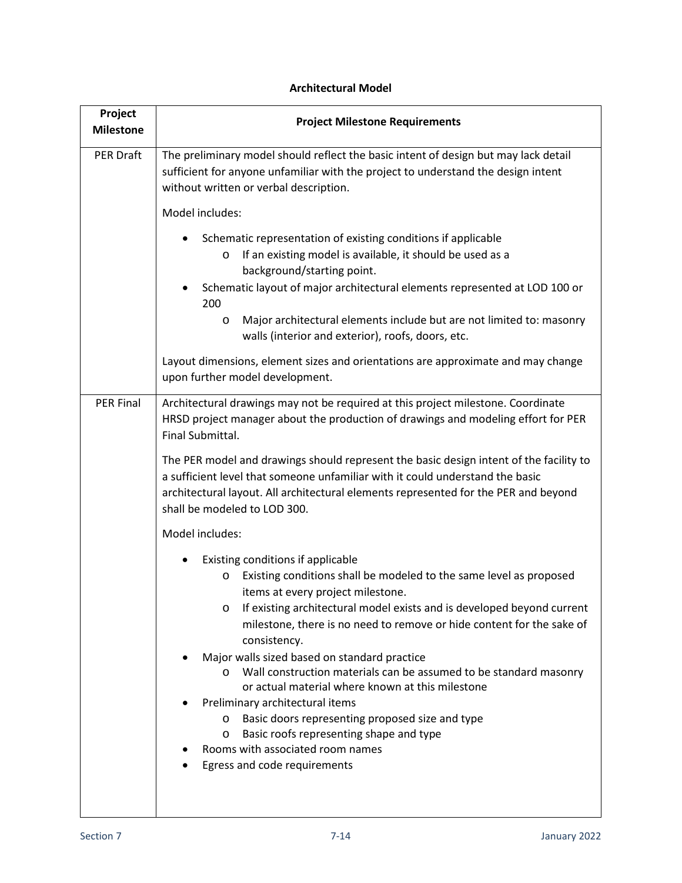### Architectural Model

| Project Milestone | Project Milestone Requirements |
|---|---|
| PER Draft | The preliminary model should reflect the basic intent of design but may lack detail sufficient for anyone unfamiliar with the project to understand the design intent without written or verbal description.<br><br>Model includes:<br><br>• Schematic representation of existing conditions if applicable<br>&nbsp;&nbsp;&nbsp;&nbsp;o If an existing model is available, it should be used as a background/starting point.<br>• Schematic layout of major architectural elements represented at LOD 100 or 200<br>&nbsp;&nbsp;&nbsp;&nbsp;o Major architectural elements include but are not limited to: masonry walls (interior and exterior), roofs, doors, etc.<br><br>Layout dimensions, element sizes and orientations are approximate and may change upon further model development. |
| PER Final | Architectural drawings may not be required at this project milestone. Coordinate HRSD project manager about the production of drawings and modeling effort for PER Final Submittal.<br><br>The PER model and drawings should represent the basic design intent of the facility to a sufficient level that someone unfamiliar with it could understand the basic architectural layout. All architectural elements represented for the PER and beyond shall be modeled to LOD 300.<br><br>Model includes:<br><br>• Existing conditions if applicable<br>&nbsp;&nbsp;&nbsp;&nbsp;o Existing conditions shall be modeled to the same level as proposed items at every project milestone.<br>&nbsp;&nbsp;&nbsp;&nbsp;o If existing architectural model exists and is developed beyond current milestone, there is no need to remove or hide content for the sake of consistency.<br>• Major walls sized based on standard practice<br>&nbsp;&nbsp;&nbsp;&nbsp;o Wall construction materials can be assumed to be standard masonry or actual material where known at this milestone<br>• Preliminary architectural items<br>&nbsp;&nbsp;&nbsp;&nbsp;o Basic doors representing proposed size and type<br>&nbsp;&nbsp;&nbsp;&nbsp;o Basic roofs representing shape and type<br>• Rooms with associated room names<br>• Egress and code requirements |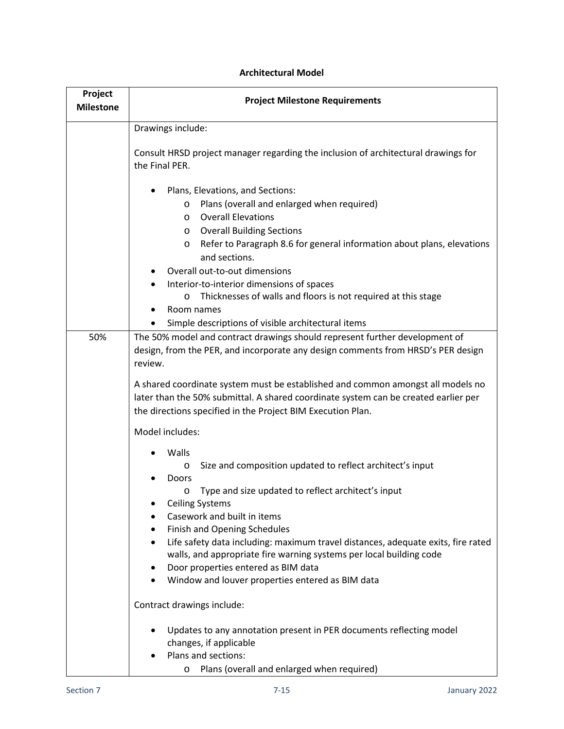**Architectural Model**

| Project Milestone | Project Milestone Requirements |
|---|---|
| | Drawings include:<br><br>Consult HRSD project manager regarding the inclusion of architectural drawings for the Final PER.<br><br>• Plans, Elevations, and Sections:<br>  o Plans (overall and enlarged when required)<br>  o Overall Elevations<br>  o Overall Building Sections<br>  o Refer to Paragraph 8.6 for general information about plans, elevations and sections.<br>• Overall out-to-out dimensions<br>• Interior-to-interior dimensions of spaces<br>  o Thicknesses of walls and floors is not required at this stage<br>• Room names<br>• Simple descriptions of visible architectural items |
| 50% | The 50% model and contract drawings should represent further development of design, from the PER, and incorporate any design comments from HRSD's PER design review.<br><br>A shared coordinate system must be established and common amongst all models no later than the 50% submittal. A shared coordinate system can be created earlier per the directions specified in the Project BIM Execution Plan.<br><br>Model includes:<br><br>• Walls<br>  o Size and composition updated to reflect architect's input<br>• Doors<br>  o Type and size updated to reflect architect's input<br>• Ceiling Systems<br>• Casework and built in items<br>• Finish and Opening Schedules<br>• Life safety data including: maximum travel distances, adequate exits, fire rated walls, and appropriate fire warning systems per local building code<br>• Door properties entered as BIM data<br>• Window and louver properties entered as BIM data<br><br>Contract drawings include:<br><br>• Updates to any annotation present in PER documents reflecting model changes, if applicable<br>• Plans and sections:<br>  o Plans (overall and enlarged when required) |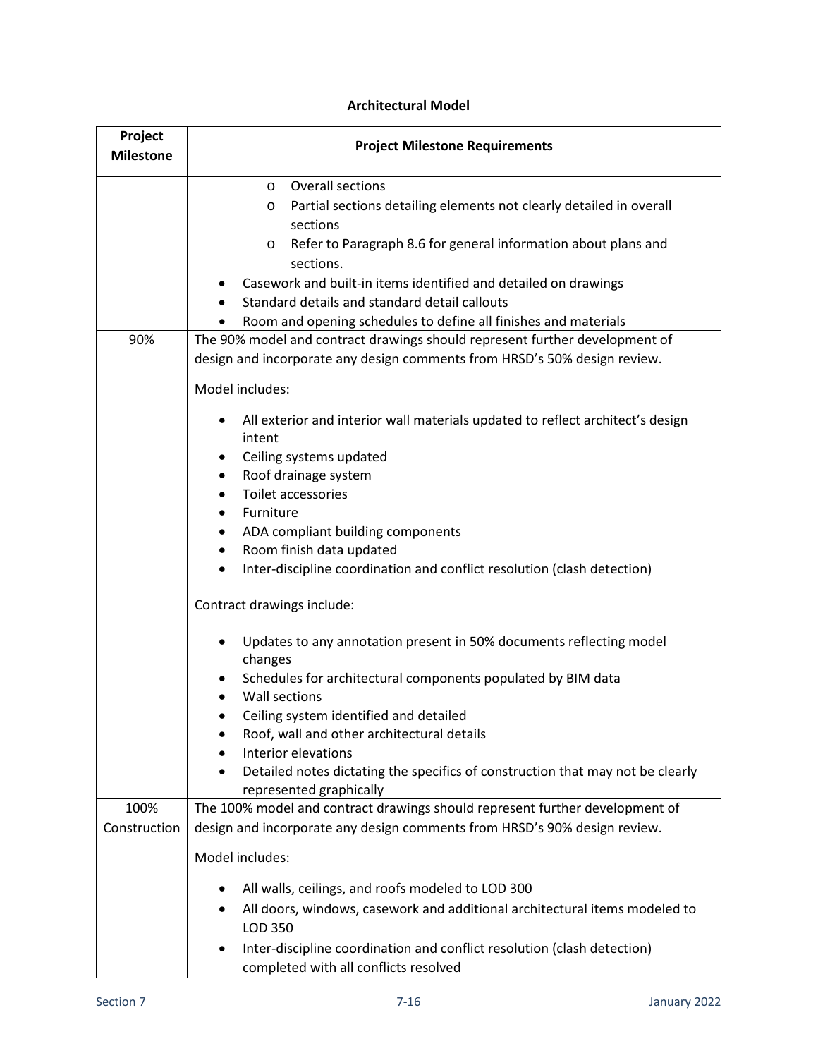**Architectural Model**

| Project Milestone | Project Milestone Requirements |
|---|---|
| | o Overall sections<br>o Partial sections detailing elements not clearly detailed in overall sections<br>o Refer to Paragraph 8.6 for general information about plans and sections.<br>• Casework and built-in items identified and detailed on drawings<br>• Standard details and standard detail callouts<br>• Room and opening schedules to define all finishes and materials |
| 90% | The 90% model and contract drawings should represent further development of design and incorporate any design comments from HRSD's 50% design review.<br><br>Model includes:<br><br>• All exterior and interior wall materials updated to reflect architect's design intent<br>• Ceiling systems updated<br>• Roof drainage system<br>• Toilet accessories<br>• Furniture<br>• ADA compliant building components<br>• Room finish data updated<br>• Inter-discipline coordination and conflict resolution (clash detection)<br><br>Contract drawings include:<br><br>• Updates to any annotation present in 50% documents reflecting model changes<br>• Schedules for architectural components populated by BIM data<br>• Wall sections<br>• Ceiling system identified and detailed<br>• Roof, wall and other architectural details<br>• Interior elevations<br>• Detailed notes dictating the specifics of construction that may not be clearly represented graphically |
| 100% Construction | The 100% model and contract drawings should represent further development of design and incorporate any design comments from HRSD's 90% design review.<br><br>Model includes:<br><br>• All walls, ceilings, and roofs modeled to LOD 300<br>• All doors, windows, casework and additional architectural items modeled to LOD 350<br>• Inter-discipline coordination and conflict resolution (clash detection) completed with all conflicts resolved |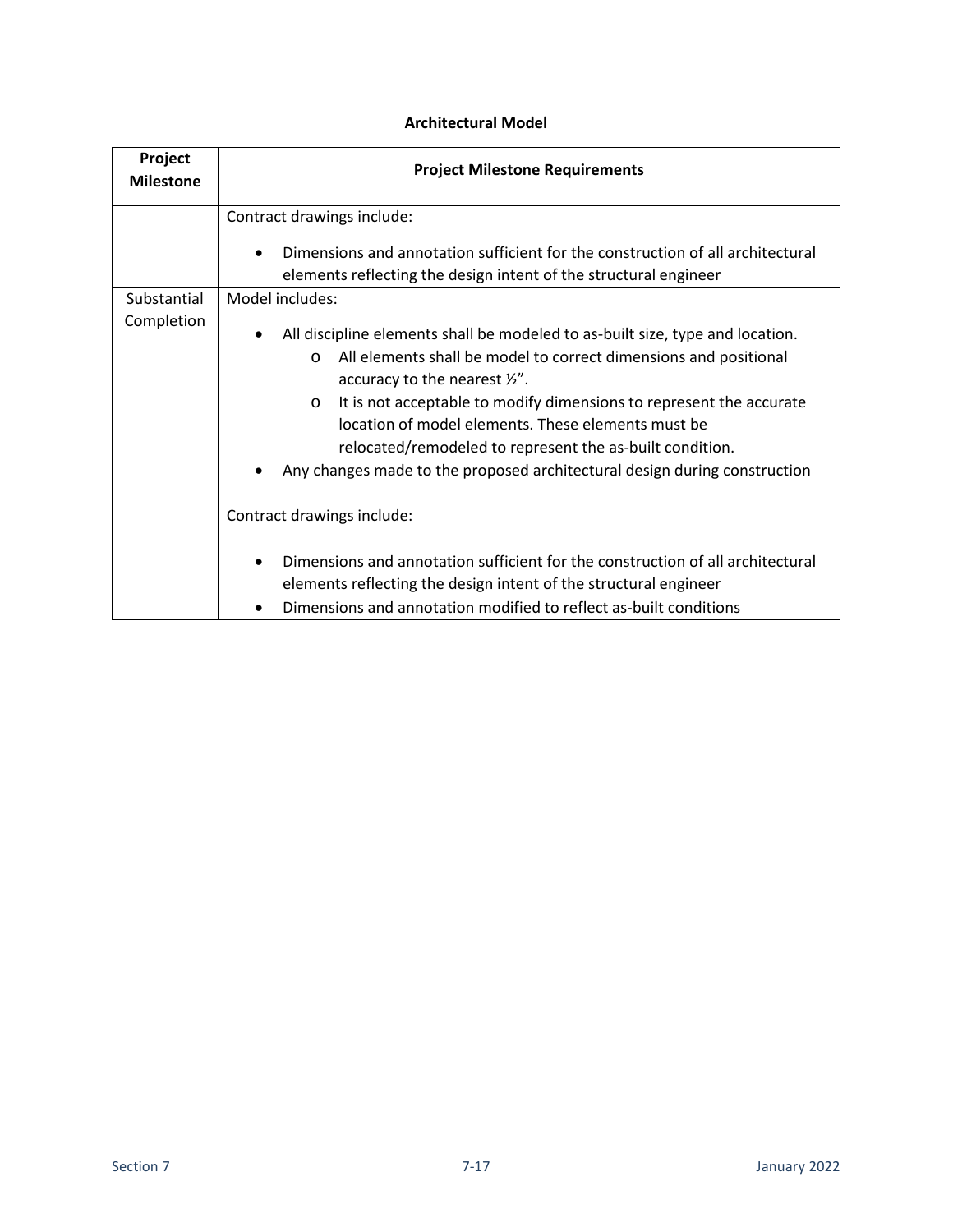**Architectural Model**

| Project Milestone | Project Milestone Requirements |
|---|---|
| | Contract drawings include:<br>• Dimensions and annotation sufficient for the construction of all architectural elements reflecting the design intent of the structural engineer |
| Substantial Completion | Model includes:<br>• All discipline elements shall be modeled to as-built size, type and location.<br>  o All elements shall be model to correct dimensions and positional accuracy to the nearest ½".<br>  o It is not acceptable to modify dimensions to represent the accurate location of model elements. These elements must be relocated/remodeled to represent the as-built condition.<br>• Any changes made to the proposed architectural design during construction<br><br>Contract drawings include:<br>• Dimensions and annotation sufficient for the construction of all architectural elements reflecting the design intent of the structural engineer<br>• Dimensions and annotation modified to reflect as-built conditions |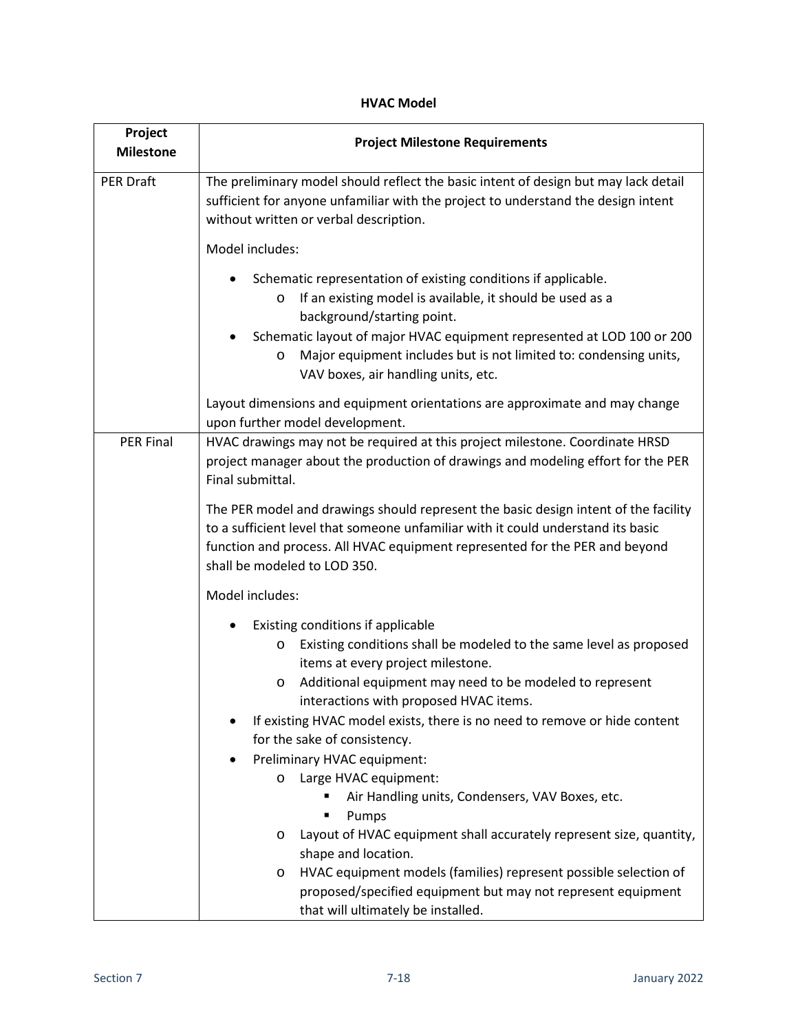**HVAC Model**

| Project Milestone | Project Milestone Requirements |
|---|---|
| PER Draft | The preliminary model should reflect the basic intent of design but may lack detail sufficient for anyone unfamiliar with the project to understand the design intent without written or verbal description.<br><br>Model includes:<br><ul><li>Schematic representation of existing conditions if applicable.<ul><li>If an existing model is available, it should be used as a background/starting point.</li></ul></li><li>Schematic layout of major HVAC equipment represented at LOD 100 or 200<ul><li>Major equipment includes but is not limited to: condensing units, VAV boxes, air handling units, etc.</li></ul></li></ul>Layout dimensions and equipment orientations are approximate and may change upon further model development. |
| PER Final | HVAC drawings may not be required at this project milestone. Coordinate HRSD project manager about the production of drawings and modeling effort for the PER Final submittal.<br><br>The PER model and drawings should represent the basic design intent of the facility to a sufficient level that someone unfamiliar with it could understand its basic function and process. All HVAC equipment represented for the PER and beyond shall be modeled to LOD 350.<br><br>Model includes:<br><ul><li>Existing conditions if applicable<ul><li>Existing conditions shall be modeled to the same level as proposed items at every project milestone.</li><li>Additional equipment may need to be modeled to represent interactions with proposed HVAC items.</li></ul></li><li>If existing HVAC model exists, there is no need to remove or hide content for the sake of consistency.</li><li>Preliminary HVAC equipment:<ul><li>Large HVAC equipment:<ul><li>Air Handling units, Condensers, VAV Boxes, etc.</li><li>Pumps</li></ul></li><li>Layout of HVAC equipment shall accurately represent size, quantity, shape and location.</li><li>HVAC equipment models (families) represent possible selection of proposed/specified equipment but may not represent equipment that will ultimately be installed.</li></ul></li></ul> |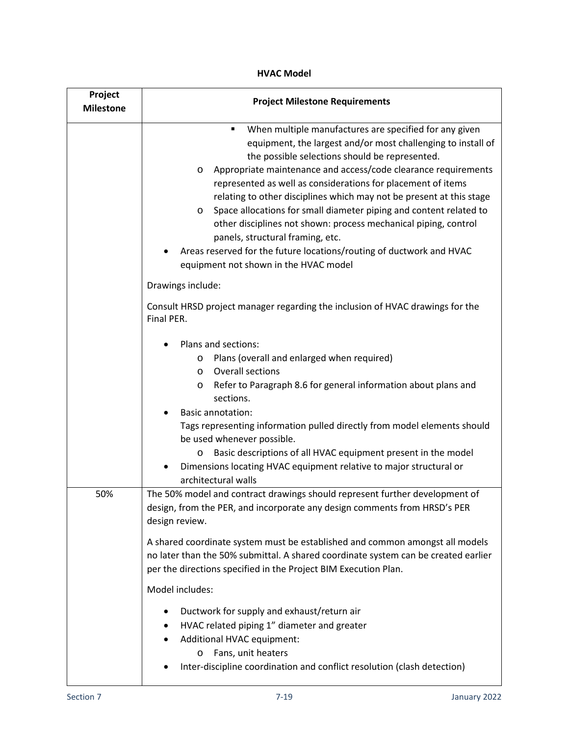**HVAC Model**

| Project Milestone | Project Milestone Requirements |
|---|---|
| | ▪ When multiple manufactures are specified for any given equipment, the largest and/or most challenging to install of the possible selections should be represented.<br>o Appropriate maintenance and access/code clearance requirements represented as well as considerations for placement of items relating to other disciplines which may not be present at this stage<br>o Space allocations for small diameter piping and content related to other disciplines not shown: process mechanical piping, control panels, structural framing, etc.<br>• Areas reserved for the future locations/routing of ductwork and HVAC equipment not shown in the HVAC model<br><br>Drawings include:<br><br>Consult HRSD project manager regarding the inclusion of HVAC drawings for the Final PER.<br><br>• Plans and sections:<br>o Plans (overall and enlarged when required)<br>o Overall sections<br>o Refer to Paragraph 8.6 for general information about plans and sections.<br>• Basic annotation:<br>Tags representing information pulled directly from model elements should be used whenever possible.<br>o Basic descriptions of all HVAC equipment present in the model<br>• Dimensions locating HVAC equipment relative to major structural or architectural walls |
| 50% | The 50% model and contract drawings should represent further development of design, from the PER, and incorporate any design comments from HRSD's PER design review.<br><br>A shared coordinate system must be established and common amongst all models no later than the 50% submittal. A shared coordinate system can be created earlier per the directions specified in the Project BIM Execution Plan.<br><br>Model includes:<br><br>• Ductwork for supply and exhaust/return air<br>• HVAC related piping 1" diameter and greater<br>• Additional HVAC equipment:<br>o Fans, unit heaters<br>• Inter-discipline coordination and conflict resolution (clash detection) |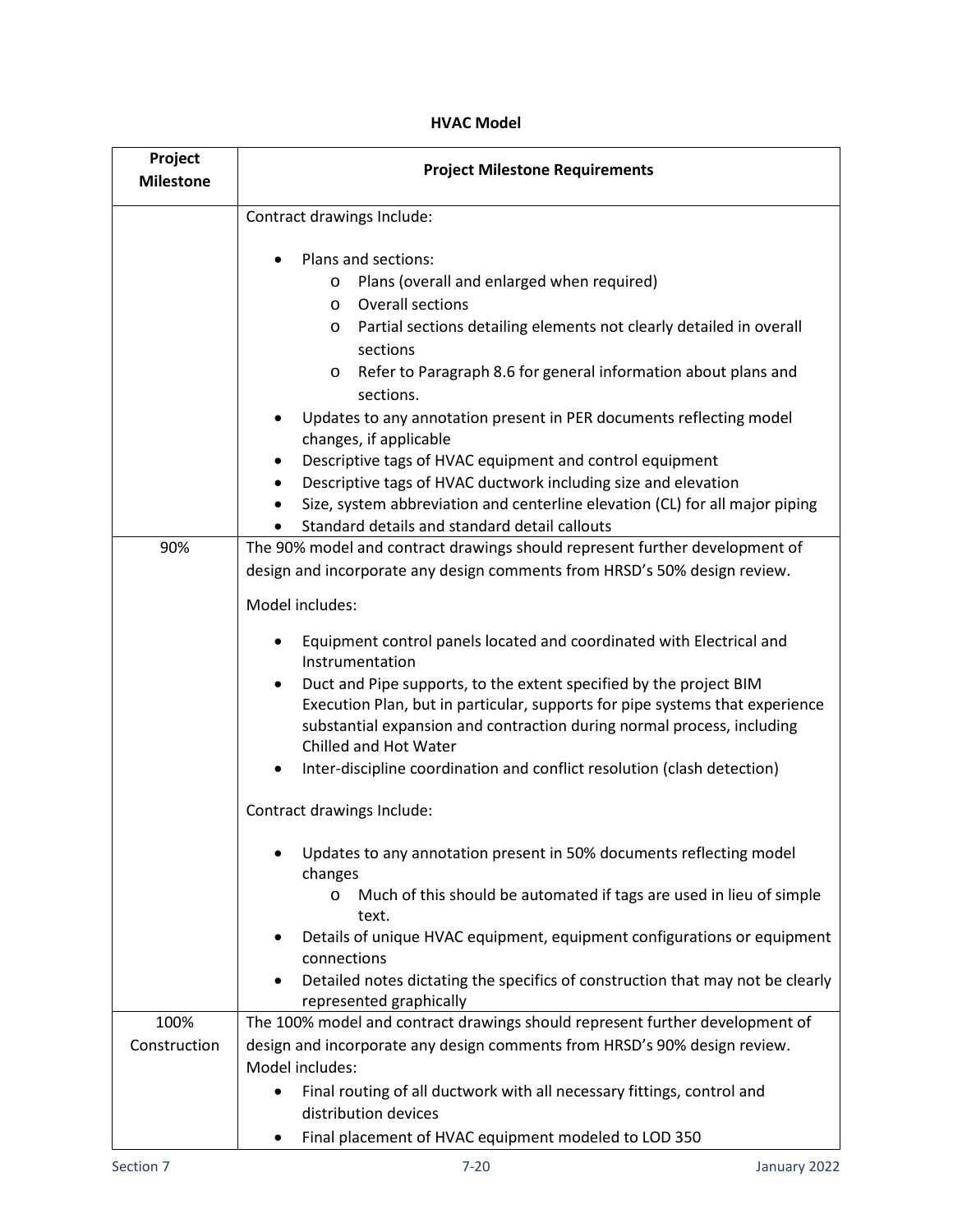**HVAC Model**

| Project Milestone | Project Milestone Requirements |
|---|---|
| | Contract drawings Include:<br><br>• Plans and sections:<br>  o Plans (overall and enlarged when required)<br>  o Overall sections<br>  o Partial sections detailing elements not clearly detailed in overall sections<br>  o Refer to Paragraph 8.6 for general information about plans and sections.<br>• Updates to any annotation present in PER documents reflecting model changes, if applicable<br>• Descriptive tags of HVAC equipment and control equipment<br>• Descriptive tags of HVAC ductwork including size and elevation<br>• Size, system abbreviation and centerline elevation (CL) for all major piping<br>• Standard details and standard detail callouts |
| 90% | The 90% model and contract drawings should represent further development of design and incorporate any design comments from HRSD's 50% design review.<br><br>Model includes:<br><br>• Equipment control panels located and coordinated with Electrical and Instrumentation<br>• Duct and Pipe supports, to the extent specified by the project BIM Execution Plan, but in particular, supports for pipe systems that experience substantial expansion and contraction during normal process, including Chilled and Hot Water<br>• Inter-discipline coordination and conflict resolution (clash detection)<br><br>Contract drawings Include:<br><br>• Updates to any annotation present in 50% documents reflecting model changes<br>  o Much of this should be automated if tags are used in lieu of simple text.<br>• Details of unique HVAC equipment, equipment configurations or equipment connections<br>• Detailed notes dictating the specifics of construction that may not be clearly represented graphically |
| 100% Construction | The 100% model and contract drawings should represent further development of design and incorporate any design comments from HRSD's 90% design review.<br>Model includes:<br><br>• Final routing of all ductwork with all necessary fittings, control and distribution devices<br>• Final placement of HVAC equipment modeled to LOD 350 |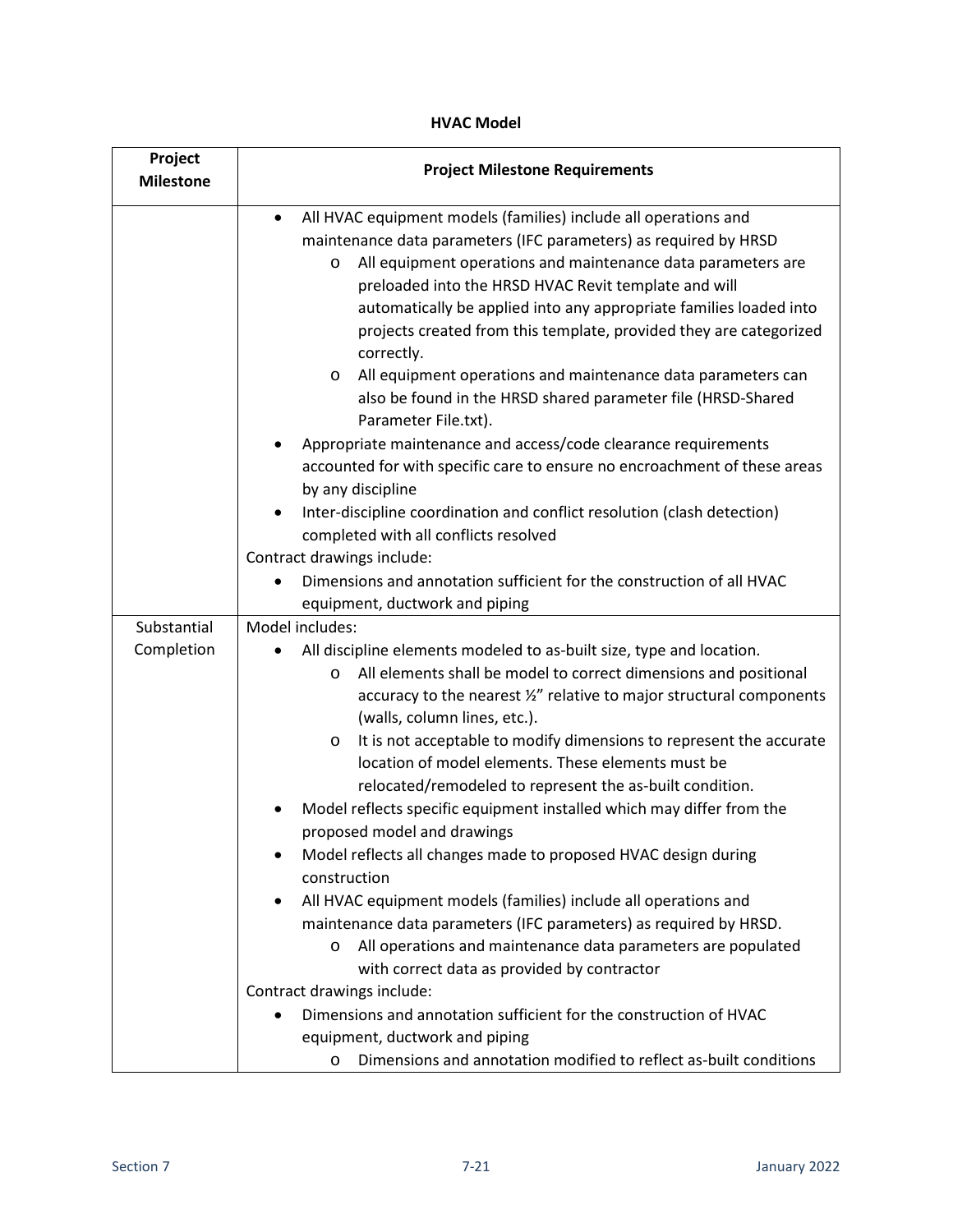**HVAC Model**

| Project Milestone | Project Milestone Requirements |
|---|---|
| | • All HVAC equipment models (families) include all operations and maintenance data parameters (IFC parameters) as required by HRSD<br>  o All equipment operations and maintenance data parameters are preloaded into the HRSD HVAC Revit template and will automatically be applied into any appropriate families loaded into projects created from this template, provided they are categorized correctly.<br>  o All equipment operations and maintenance data parameters can also be found in the HRSD shared parameter file (HRSD-Shared Parameter File.txt).<br>• Appropriate maintenance and access/code clearance requirements accounted for with specific care to ensure no encroachment of these areas by any discipline<br>• Inter-discipline coordination and conflict resolution (clash detection) completed with all conflicts resolved<br>Contract drawings include:<br>• Dimensions and annotation sufficient for the construction of all HVAC equipment, ductwork and piping |
| Substantial Completion | Model includes:<br>• All discipline elements modeled to as-built size, type and location.<br>  o All elements shall be model to correct dimensions and positional accuracy to the nearest ½" relative to major structural components (walls, column lines, etc.).<br>  o It is not acceptable to modify dimensions to represent the accurate location of model elements. These elements must be relocated/remodeled to represent the as-built condition.<br>• Model reflects specific equipment installed which may differ from the proposed model and drawings<br>• Model reflects all changes made to proposed HVAC design during construction<br>• All HVAC equipment models (families) include all operations and maintenance data parameters (IFC parameters) as required by HRSD.<br>  o All operations and maintenance data parameters are populated with correct data as provided by contractor<br>Contract drawings include:<br>• Dimensions and annotation sufficient for the construction of HVAC equipment, ductwork and piping<br>  o Dimensions and annotation modified to reflect as-built conditions |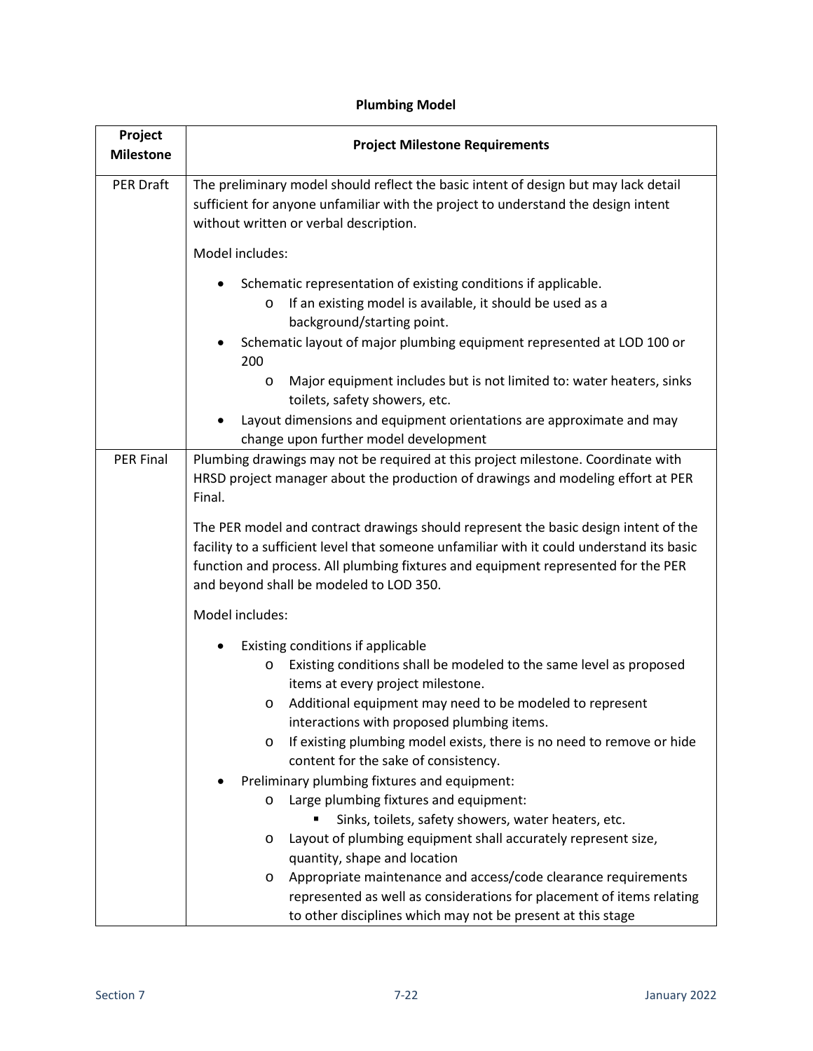## Plumbing Model

| Project Milestone | Project Milestone Requirements |
|---|---|
| PER Draft | The preliminary model should reflect the basic intent of design but may lack detail sufficient for anyone unfamiliar with the project to understand the design intent without written or verbal description.<br><br>Model includes:<br><br>• Schematic representation of existing conditions if applicable.<br>&nbsp;&nbsp;&nbsp;&nbsp;o If an existing model is available, it should be used as a background/starting point.<br>• Schematic layout of major plumbing equipment represented at LOD 100 or 200<br>&nbsp;&nbsp;&nbsp;&nbsp;o Major equipment includes but is not limited to: water heaters, sinks toilets, safety showers, etc.<br>• Layout dimensions and equipment orientations are approximate and may change upon further model development |
| PER Final | Plumbing drawings may not be required at this project milestone. Coordinate with HRSD project manager about the production of drawings and modeling effort at PER Final.<br><br>The PER model and contract drawings should represent the basic design intent of the facility to a sufficient level that someone unfamiliar with it could understand its basic function and process. All plumbing fixtures and equipment represented for the PER and beyond shall be modeled to LOD 350.<br><br>Model includes:<br><br>• Existing conditions if applicable<br>&nbsp;&nbsp;&nbsp;&nbsp;o Existing conditions shall be modeled to the same level as proposed items at every project milestone.<br>&nbsp;&nbsp;&nbsp;&nbsp;o Additional equipment may need to be modeled to represent interactions with proposed plumbing items.<br>&nbsp;&nbsp;&nbsp;&nbsp;o If existing plumbing model exists, there is no need to remove or hide content for the sake of consistency.<br>• Preliminary plumbing fixtures and equipment:<br>&nbsp;&nbsp;&nbsp;&nbsp;o Large plumbing fixtures and equipment:<br>&nbsp;&nbsp;&nbsp;&nbsp;&nbsp;&nbsp;&nbsp;&nbsp;▪ Sinks, toilets, safety showers, water heaters, etc.<br>&nbsp;&nbsp;&nbsp;&nbsp;o Layout of plumbing equipment shall accurately represent size, quantity, shape and location<br>&nbsp;&nbsp;&nbsp;&nbsp;o Appropriate maintenance and access/code clearance requirements represented as well as considerations for placement of items relating to other disciplines which may not be present at this stage |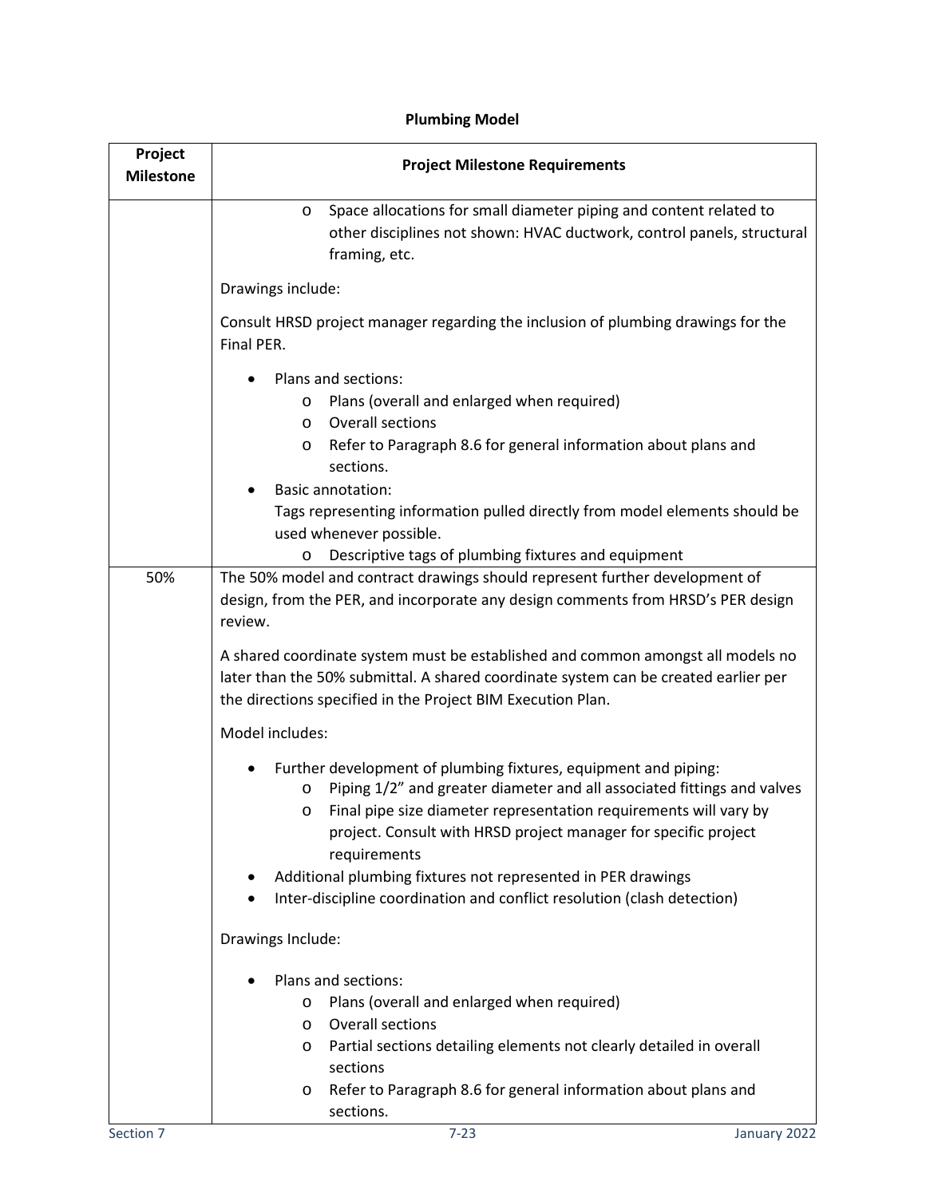**Plumbing Model**

| Project Milestone | Project Milestone Requirements |
|---|---|
| | o Space allocations for small diameter piping and content related to other disciplines not shown: HVAC ductwork, control panels, structural framing, etc.<br><br>Drawings include:<br><br>Consult HRSD project manager regarding the inclusion of plumbing drawings for the Final PER.<br><br>• Plans and sections:<br>  o Plans (overall and enlarged when required)<br>  o Overall sections<br>  o Refer to Paragraph 8.6 for general information about plans and sections.<br>• Basic annotation:<br>  Tags representing information pulled directly from model elements should be used whenever possible.<br>  o Descriptive tags of plumbing fixtures and equipment |
| 50% | The 50% model and contract drawings should represent further development of design, from the PER, and incorporate any design comments from HRSD's PER design review.<br><br>A shared coordinate system must be established and common amongst all models no later than the 50% submittal. A shared coordinate system can be created earlier per the directions specified in the Project BIM Execution Plan.<br><br>Model includes:<br><br>• Further development of plumbing fixtures, equipment and piping:<br>  o Piping 1/2" and greater diameter and all associated fittings and valves<br>  o Final pipe size diameter representation requirements will vary by project. Consult with HRSD project manager for specific project requirements<br>• Additional plumbing fixtures not represented in PER drawings<br>• Inter-discipline coordination and conflict resolution (clash detection)<br><br>Drawings Include:<br><br>• Plans and sections:<br>  o Plans (overall and enlarged when required)<br>  o Overall sections<br>  o Partial sections detailing elements not clearly detailed in overall sections<br>  o Refer to Paragraph 8.6 for general information about plans and sections. |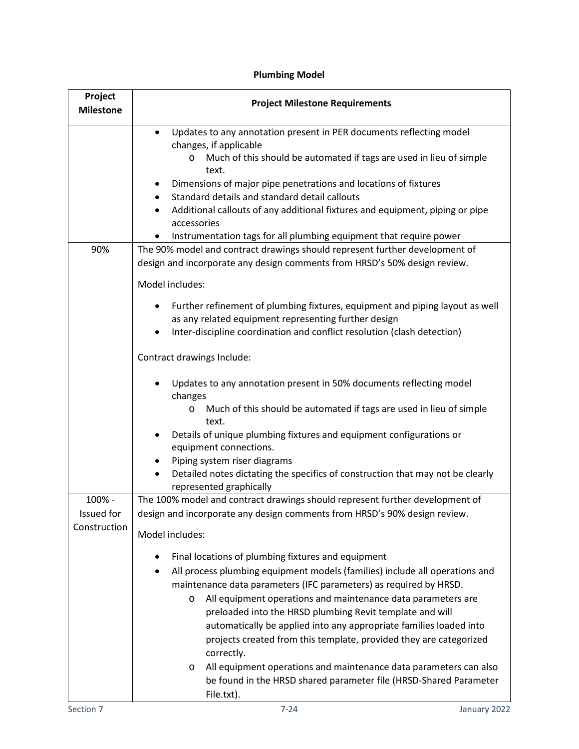**Plumbing Model**

| Project Milestone | Project Milestone Requirements |
|---|---|
| | • Updates to any annotation present in PER documents reflecting model changes, if applicable<br>&nbsp;&nbsp;&nbsp;&nbsp;o Much of this should be automated if tags are used in lieu of simple text.<br>• Dimensions of major pipe penetrations and locations of fixtures<br>• Standard details and standard detail callouts<br>• Additional callouts of any additional fixtures and equipment, piping or pipe accessories<br>• Instrumentation tags for all plumbing equipment that require power |
| 90% | The 90% model and contract drawings should represent further development of design and incorporate any design comments from HRSD's 50% design review.<br><br>Model includes:<br><br>• Further refinement of plumbing fixtures, equipment and piping layout as well as any related equipment representing further design<br>• Inter-discipline coordination and conflict resolution (clash detection)<br><br>Contract drawings Include:<br><br>• Updates to any annotation present in 50% documents reflecting model changes<br>&nbsp;&nbsp;&nbsp;&nbsp;o Much of this should be automated if tags are used in lieu of simple text.<br>• Details of unique plumbing fixtures and equipment configurations or equipment connections.<br>• Piping system riser diagrams<br>• Detailed notes dictating the specifics of construction that may not be clearly represented graphically |
| 100% - Issued for Construction | The 100% model and contract drawings should represent further development of design and incorporate any design comments from HRSD's 90% design review.<br><br>Model includes:<br><br>• Final locations of plumbing fixtures and equipment<br>• All process plumbing equipment models (families) include all operations and maintenance data parameters (IFC parameters) as required by HRSD.<br>&nbsp;&nbsp;&nbsp;&nbsp;o All equipment operations and maintenance data parameters are preloaded into the HRSD plumbing Revit template and will automatically be applied into any appropriate families loaded into projects created from this template, provided they are categorized correctly.<br>&nbsp;&nbsp;&nbsp;&nbsp;o All equipment operations and maintenance data parameters can also be found in the HRSD shared parameter file (HRSD-Shared Parameter File.txt). |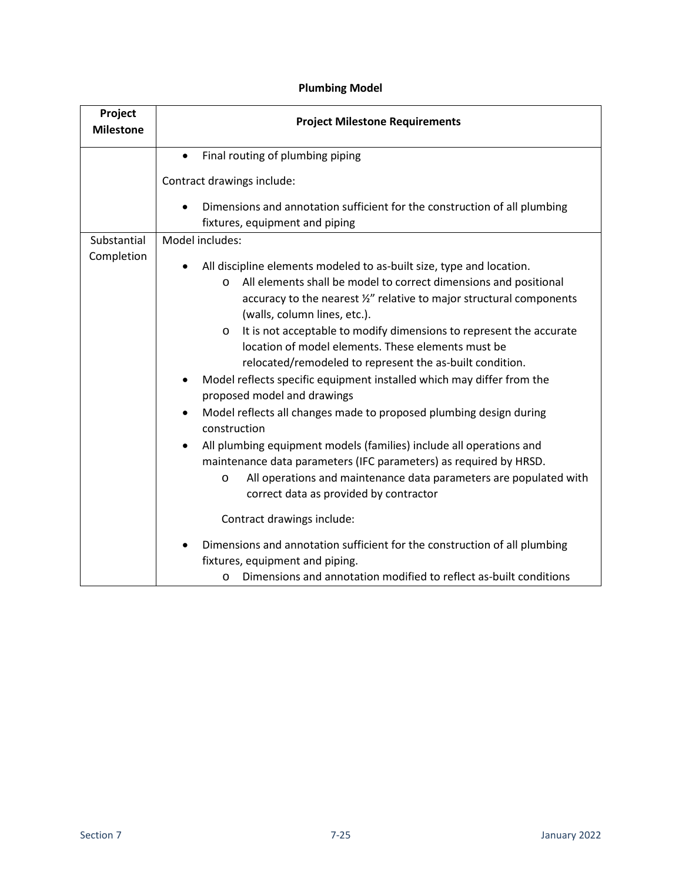**Plumbing Model**

| Project Milestone | Project Milestone Requirements |
|---|---|
| | • Final routing of plumbing piping<br><br>Contract drawings include:<br><br>• Dimensions and annotation sufficient for the construction of all plumbing fixtures, equipment and piping |
| Substantial Completion | Model includes:<br><br>• All discipline elements modeled to as-built size, type and location.<br>&nbsp;&nbsp;&nbsp;&nbsp;o All elements shall be model to correct dimensions and positional accuracy to the nearest ½" relative to major structural components (walls, column lines, etc.).<br>&nbsp;&nbsp;&nbsp;&nbsp;o It is not acceptable to modify dimensions to represent the accurate location of model elements. These elements must be relocated/remodeled to represent the as-built condition.<br>• Model reflects specific equipment installed which may differ from the proposed model and drawings<br>• Model reflects all changes made to proposed plumbing design during construction<br>• All plumbing equipment models (families) include all operations and maintenance data parameters (IFC parameters) as required by HRSD.<br>&nbsp;&nbsp;&nbsp;&nbsp;o All operations and maintenance data parameters are populated with correct data as provided by contractor<br><br>Contract drawings include:<br><br>• Dimensions and annotation sufficient for the construction of all plumbing fixtures, equipment and piping.<br>&nbsp;&nbsp;&nbsp;&nbsp;o Dimensions and annotation modified to reflect as-built conditions |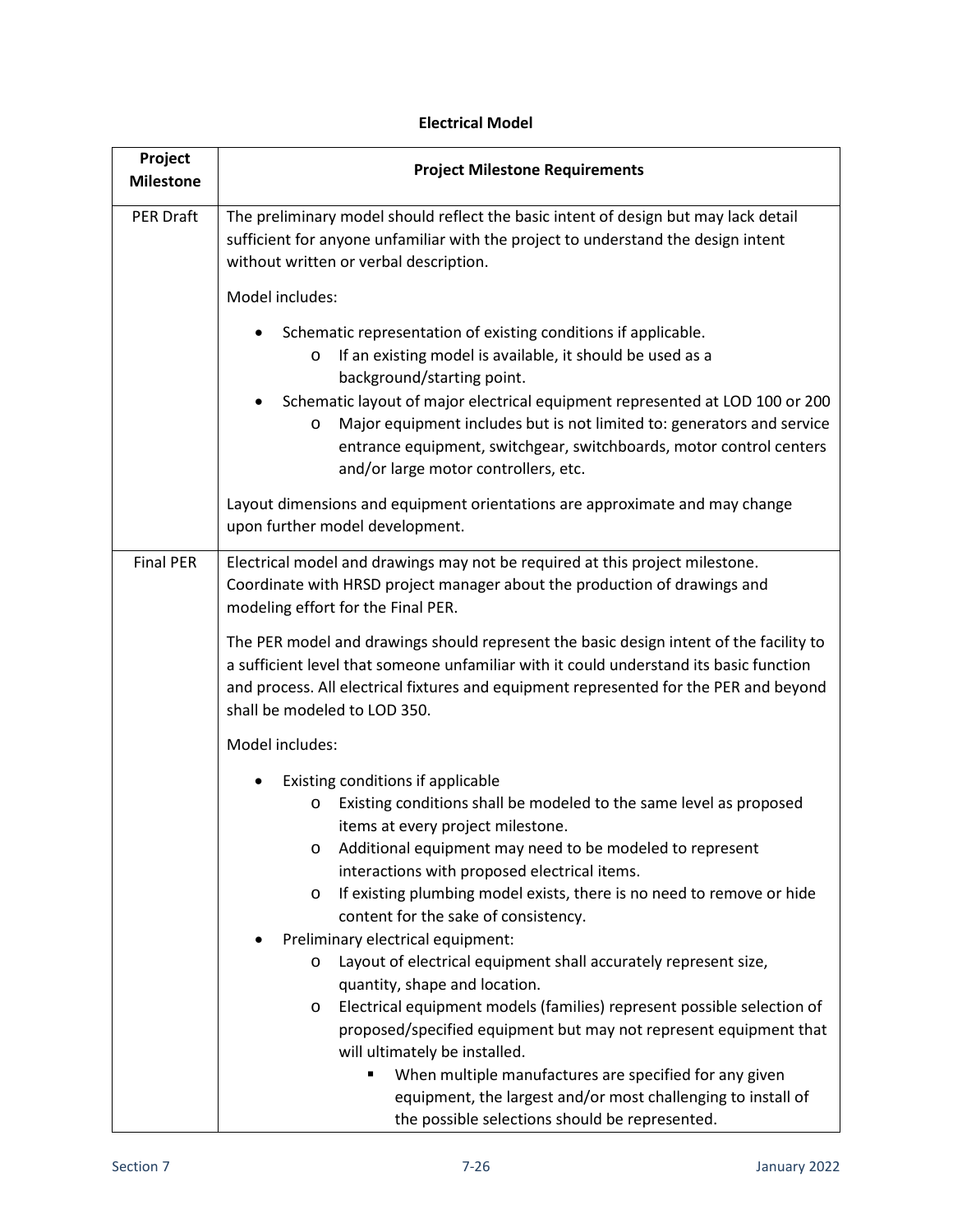**Electrical Model**

| Project Milestone | Project Milestone Requirements |
|---|---|
| PER Draft | The preliminary model should reflect the basic intent of design but may lack detail sufficient for anyone unfamiliar with the project to understand the design intent without written or verbal description.<br><br>Model includes:<br><br>• Schematic representation of existing conditions if applicable.<br>&nbsp;&nbsp;&nbsp;&nbsp;o If an existing model is available, it should be used as a background/starting point.<br>• Schematic layout of major electrical equipment represented at LOD 100 or 200<br>&nbsp;&nbsp;&nbsp;&nbsp;o Major equipment includes but is not limited to: generators and service entrance equipment, switchgear, switchboards, motor control centers and/or large motor controllers, etc.<br><br>Layout dimensions and equipment orientations are approximate and may change upon further model development. |
| Final PER | Electrical model and drawings may not be required at this project milestone. Coordinate with HRSD project manager about the production of drawings and modeling effort for the Final PER.<br><br>The PER model and drawings should represent the basic design intent of the facility to a sufficient level that someone unfamiliar with it could understand its basic function and process. All electrical fixtures and equipment represented for the PER and beyond shall be modeled to LOD 350.<br><br>Model includes:<br><br>• Existing conditions if applicable<br>&nbsp;&nbsp;&nbsp;&nbsp;o Existing conditions shall be modeled to the same level as proposed items at every project milestone.<br>&nbsp;&nbsp;&nbsp;&nbsp;o Additional equipment may need to be modeled to represent interactions with proposed electrical items.<br>&nbsp;&nbsp;&nbsp;&nbsp;o If existing plumbing model exists, there is no need to remove or hide content for the sake of consistency.<br>• Preliminary electrical equipment:<br>&nbsp;&nbsp;&nbsp;&nbsp;o Layout of electrical equipment shall accurately represent size, quantity, shape and location.<br>&nbsp;&nbsp;&nbsp;&nbsp;o Electrical equipment models (families) represent possible selection of proposed/specified equipment but may not represent equipment that will ultimately be installed.<br>&nbsp;&nbsp;&nbsp;&nbsp;&nbsp;&nbsp;&nbsp;&nbsp;▪ When multiple manufactures are specified for any given equipment, the largest and/or most challenging to install of the possible selections should be represented. |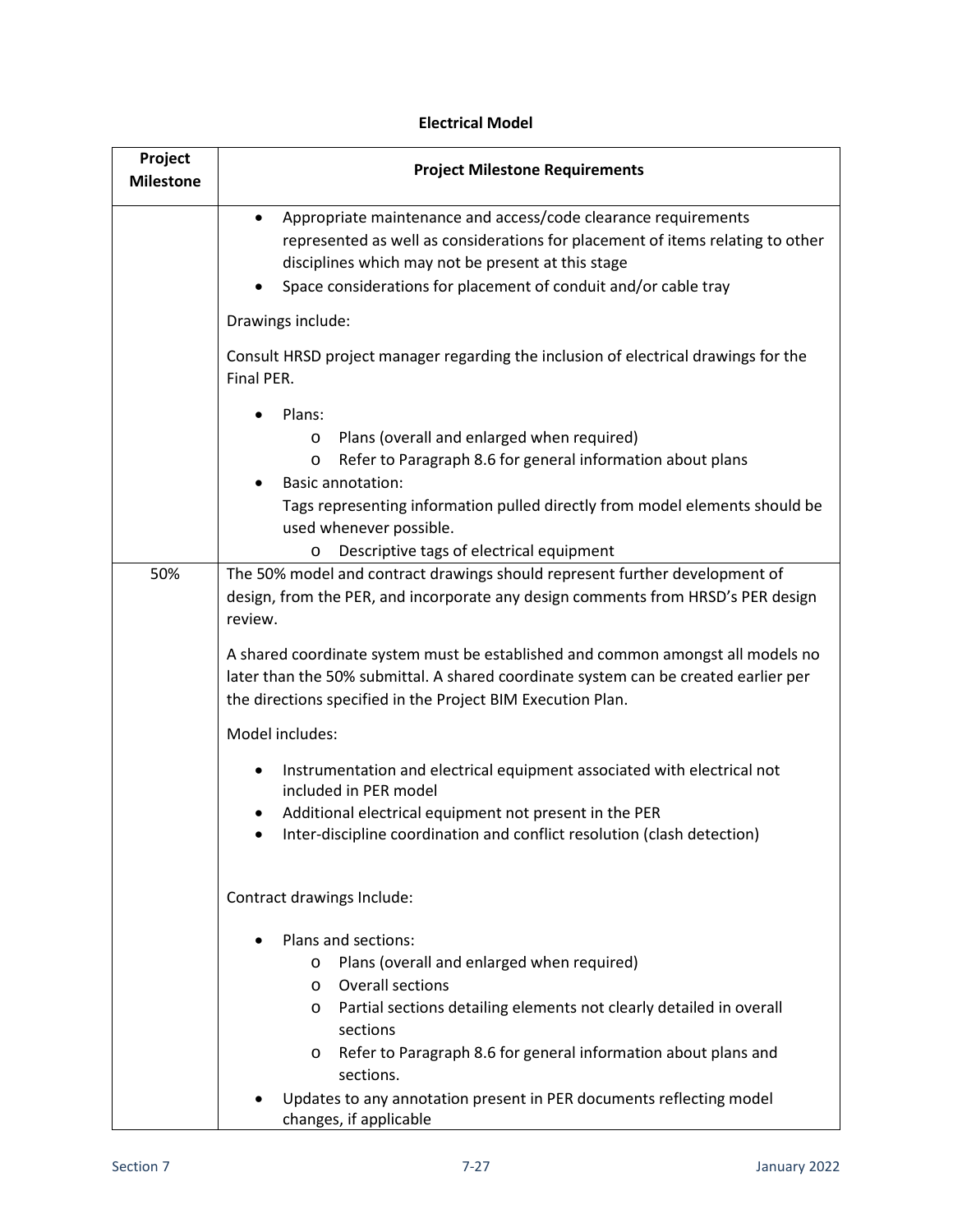**Electrical Model**

| Project Milestone | Project Milestone Requirements |
|---|---|
| | • Appropriate maintenance and access/code clearance requirements represented as well as considerations for placement of items relating to other disciplines which may not be present at this stage<br>• Space considerations for placement of conduit and/or cable tray<br><br>Drawings include:<br><br>Consult HRSD project manager regarding the inclusion of electrical drawings for the Final PER.<br><br>• Plans:<br>&nbsp;&nbsp;&nbsp;&nbsp;o Plans (overall and enlarged when required)<br>&nbsp;&nbsp;&nbsp;&nbsp;o Refer to Paragraph 8.6 for general information about plans<br>• Basic annotation:<br>Tags representing information pulled directly from model elements should be used whenever possible.<br>&nbsp;&nbsp;&nbsp;&nbsp;o Descriptive tags of electrical equipment |
| 50% | The 50% model and contract drawings should represent further development of design, from the PER, and incorporate any design comments from HRSD's PER design review.<br><br>A shared coordinate system must be established and common amongst all models no later than the 50% submittal. A shared coordinate system can be created earlier per the directions specified in the Project BIM Execution Plan.<br><br>Model includes:<br><br>• Instrumentation and electrical equipment associated with electrical not included in PER model<br>• Additional electrical equipment not present in the PER<br>• Inter-discipline coordination and conflict resolution (clash detection)<br><br>Contract drawings Include:<br><br>• Plans and sections:<br>&nbsp;&nbsp;&nbsp;&nbsp;o Plans (overall and enlarged when required)<br>&nbsp;&nbsp;&nbsp;&nbsp;o Overall sections<br>&nbsp;&nbsp;&nbsp;&nbsp;o Partial sections detailing elements not clearly detailed in overall sections<br>&nbsp;&nbsp;&nbsp;&nbsp;o Refer to Paragraph 8.6 for general information about plans and sections.<br>• Updates to any annotation present in PER documents reflecting model changes, if applicable |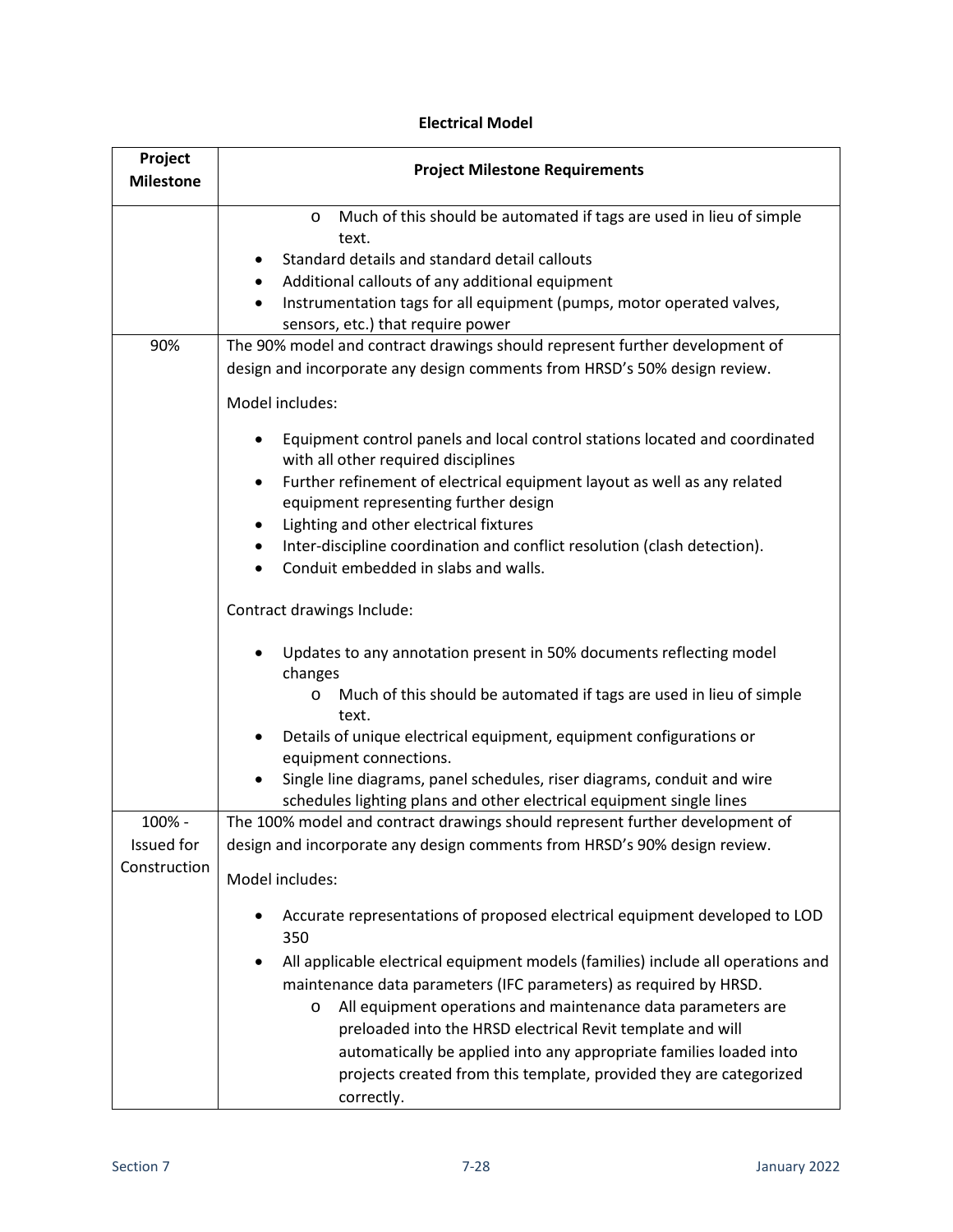**Electrical Model**

| Project Milestone | Project Milestone Requirements |
|---|---|
| | <ul><li>Much of this should be automated if tags are used in lieu of simple text.</li></ul><ul><li>Standard details and standard detail callouts</li><li>Additional callouts of any additional equipment</li><li>Instrumentation tags for all equipment (pumps, motor operated valves, sensors, etc.) that require power</li></ul> |
| 90% | The 90% model and contract drawings should represent further development of design and incorporate any design comments from HRSD's 50% design review.<br><br>Model includes:<ul><li>Equipment control panels and local control stations located and coordinated with all other required disciplines</li><li>Further refinement of electrical equipment layout as well as any related equipment representing further design</li><li>Lighting and other electrical fixtures</li><li>Inter-discipline coordination and conflict resolution (clash detection).</li><li>Conduit embedded in slabs and walls.</li></ul>Contract drawings Include:<ul><li>Updates to any annotation present in 50% documents reflecting model changes<ul><li>Much of this should be automated if tags are used in lieu of simple text.</li></ul></li><li>Details of unique electrical equipment, equipment configurations or equipment connections.</li><li>Single line diagrams, panel schedules, riser diagrams, conduit and wire schedules lighting plans and other electrical equipment single lines</li></ul> |
| 100% - Issued for Construction | The 100% model and contract drawings should represent further development of design and incorporate any design comments from HRSD's 90% design review.<br><br>Model includes:<ul><li>Accurate representations of proposed electrical equipment developed to LOD 350</li><li>All applicable electrical equipment models (families) include all operations and maintenance data parameters (IFC parameters) as required by HRSD.<ul><li>All equipment operations and maintenance data parameters are preloaded into the HRSD electrical Revit template and will automatically be applied into any appropriate families loaded into projects created from this template, provided they are categorized correctly.</li></ul></li></ul> |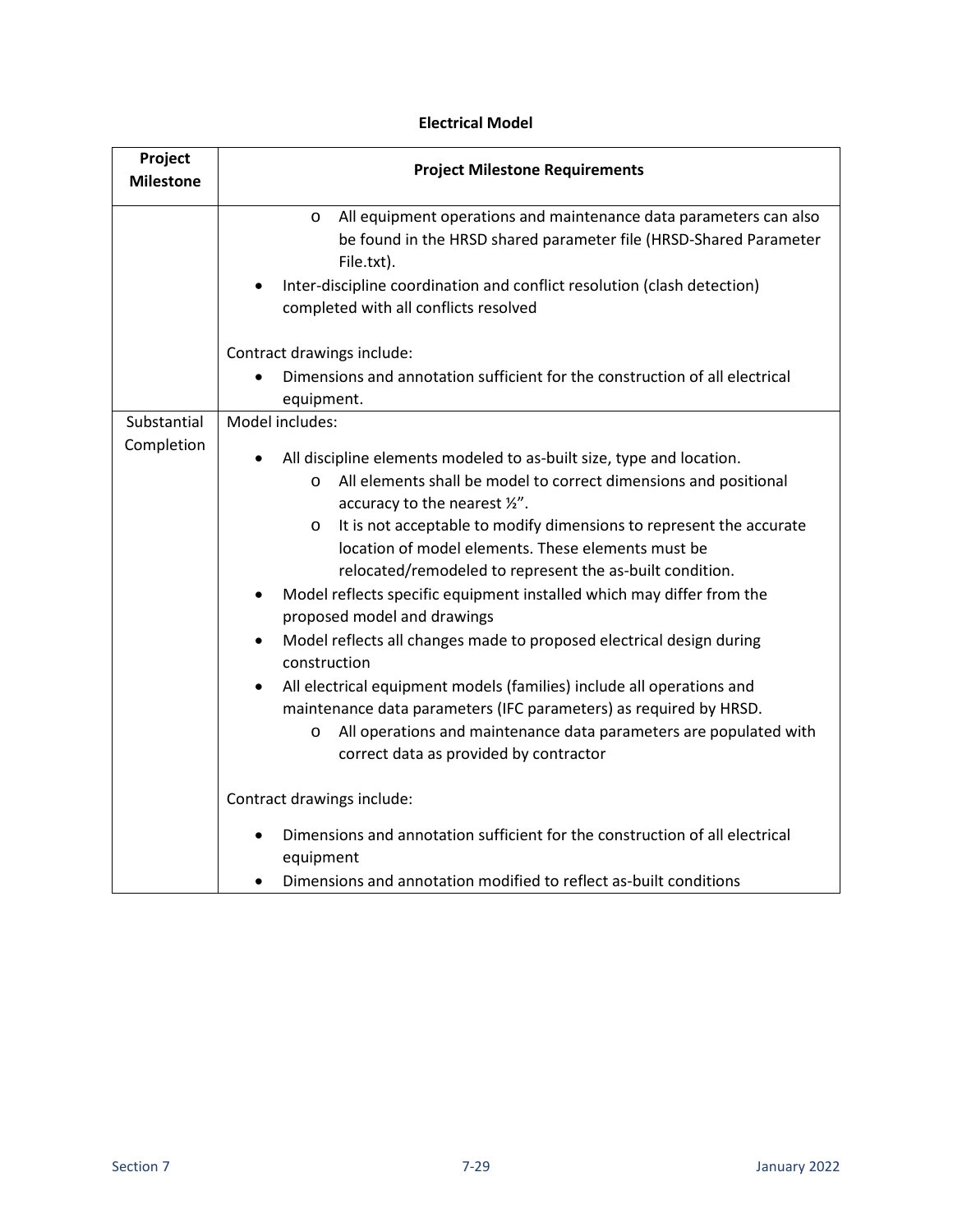**Electrical Model**

| Project Milestone | Project Milestone Requirements |
|---|---|
| | o All equipment operations and maintenance data parameters can also be found in the HRSD shared parameter file (HRSD-Shared Parameter File.txt).<br>• Inter-discipline coordination and conflict resolution (clash detection) completed with all conflicts resolved<br><br>Contract drawings include:<br>• Dimensions and annotation sufficient for the construction of all electrical equipment. |
| Substantial Completion | Model includes:<br>• All discipline elements modeled to as-built size, type and location.<br>  o All elements shall be model to correct dimensions and positional accuracy to the nearest ½".<br>  o It is not acceptable to modify dimensions to represent the accurate location of model elements. These elements must be relocated/remodeled to represent the as-built condition.<br>• Model reflects specific equipment installed which may differ from the proposed model and drawings<br>• Model reflects all changes made to proposed electrical design during construction<br>• All electrical equipment models (families) include all operations and maintenance data parameters (IFC parameters) as required by HRSD.<br>  o All operations and maintenance data parameters are populated with correct data as provided by contractor<br><br>Contract drawings include:<br>• Dimensions and annotation sufficient for the construction of all electrical equipment<br>• Dimensions and annotation modified to reflect as-built conditions |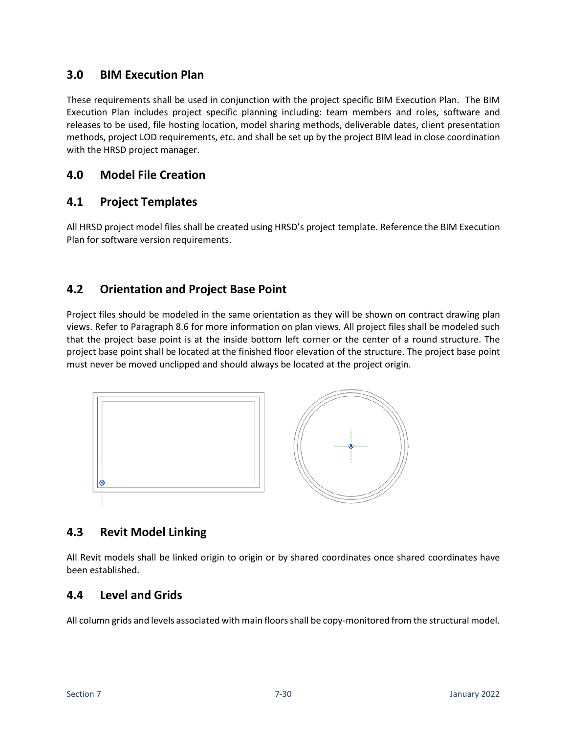## 3.0 BIM Execution Plan

These requirements shall be used in conjunction with the project specific BIM Execution Plan. The BIM Execution Plan includes project specific planning including: team members and roles, software and releases to be used, file hosting location, model sharing methods, deliverable dates, client presentation methods, project LOD requirements, etc. and shall be set up by the project BIM lead in close coordination with the HRSD project manager.

## 4.0 Model File Creation

## 4.1 Project Templates

All HRSD project model files shall be created using HRSD's project template. Reference the BIM Execution Plan for software version requirements.

## 4.2 Orientation and Project Base Point

Project files should be modeled in the same orientation as they will be shown on contract drawing plan views. Refer to Paragraph 8.6 for more information on plan views. All project files shall be modeled such that the project base point is at the inside bottom left corner or the center of a round structure. The project base point shall be located at the finished floor elevation of the structure. The project base point must never be moved unclipped and should always be located at the project origin.

## 4.3 Revit Model Linking

All Revit models shall be linked origin to origin or by shared coordinates once shared coordinates have been established.

## 4.4 Level and Grids

All column grids and levels associated with main floors shall be copy-monitored from the structural model.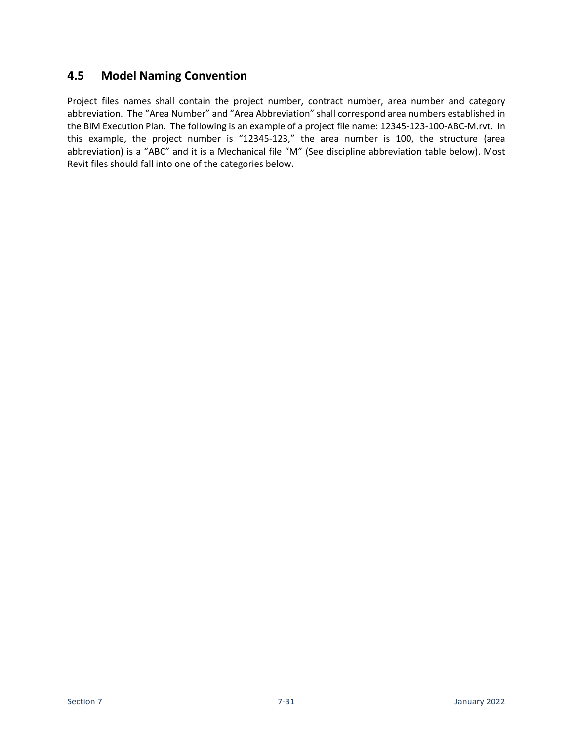## 4.5 Model Naming Convention

Project files names shall contain the project number, contract number, area number and category abbreviation. The "Area Number" and "Area Abbreviation" shall correspond area numbers established in the BIM Execution Plan. The following is an example of a project file name: 12345-123-100-ABC-M.rvt. In this example, the project number is "12345-123," the area number is 100, the structure (area abbreviation) is a "ABC" and it is a Mechanical file "M" (See discipline abbreviation table below). Most Revit files should fall into one of the categories below.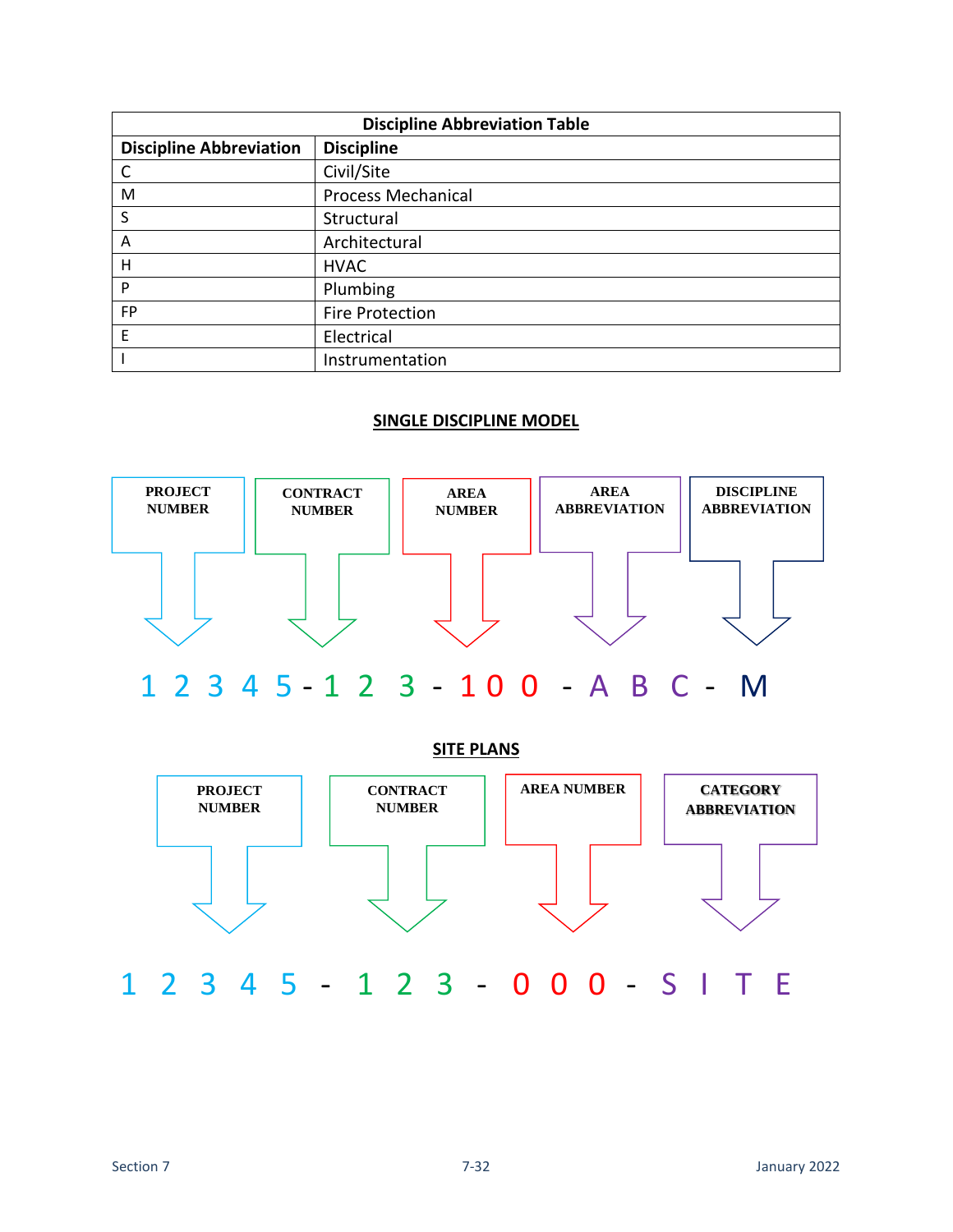| Discipline Abbreviation Table | |
|---|---|
| **Discipline Abbreviation** | **Discipline** |
| C | Civil/Site |
| M | Process Mechanical |
| S | Structural |
| A | Architectural |
| H | HVAC |
| P | Plumbing |
| FP | Fire Protection |
| E | Electrical |
| I | Instrumentation |

## SINGLE DISCIPLINE MODEL

PROJECT NUMBER | CONTRACT NUMBER | AREA NUMBER | AREA ABBREVIATION | DISCIPLINE ABBREVIATION

1 2 3 4 5 - 1 2 3 - 1 0 0 - A B C - M

## SITE PLANS

PROJECT NUMBER | CONTRACT NUMBER | AREA NUMBER | CATEGORY ABBREVIATION

1 2 3 4 5 - 1 2 3 - 0 0 0 - S I T E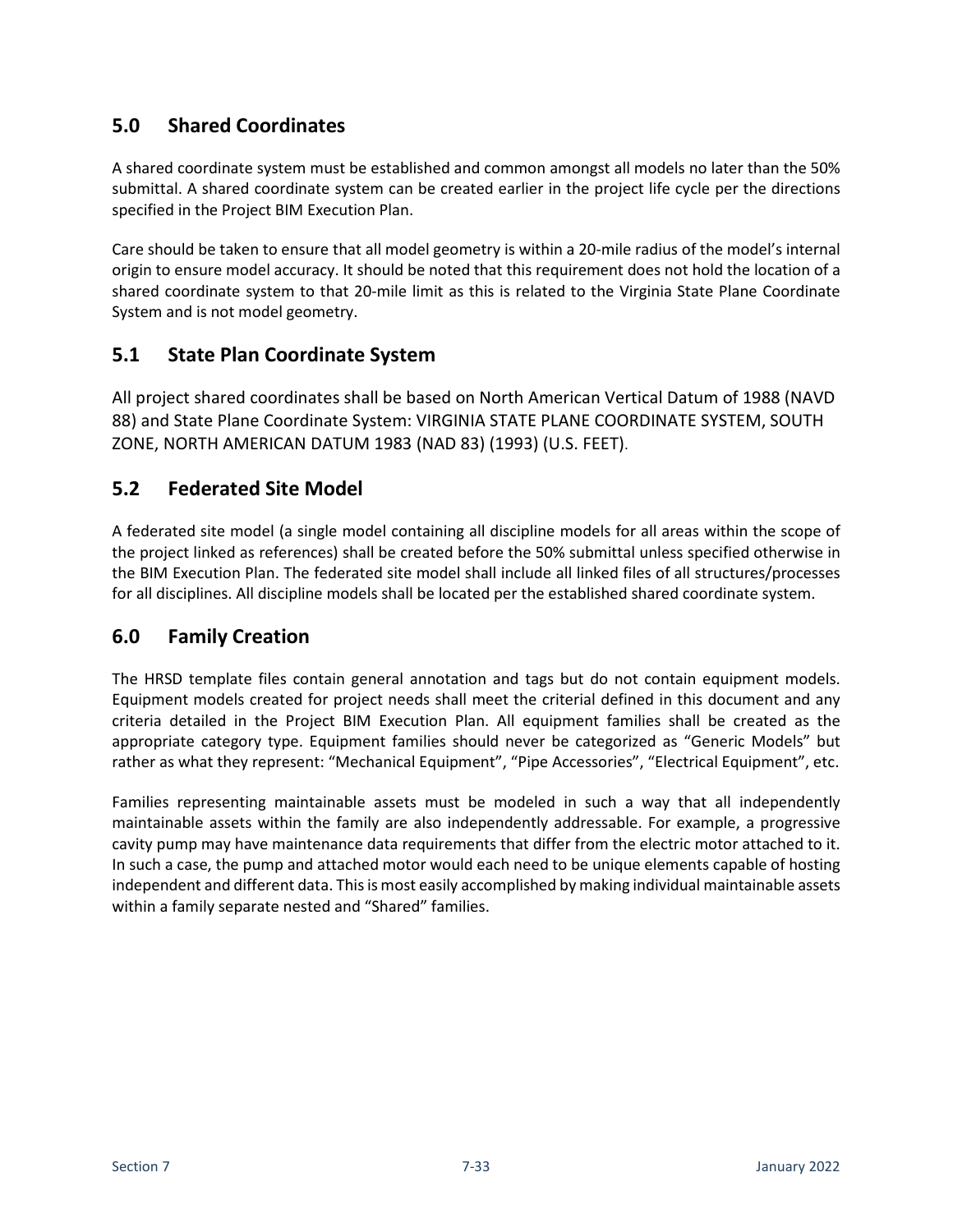## 5.0 Shared Coordinates

A shared coordinate system must be established and common amongst all models no later than the 50% submittal. A shared coordinate system can be created earlier in the project life cycle per the directions specified in the Project BIM Execution Plan.

Care should be taken to ensure that all model geometry is within a 20-mile radius of the model's internal origin to ensure model accuracy. It should be noted that this requirement does not hold the location of a shared coordinate system to that 20-mile limit as this is related to the Virginia State Plane Coordinate System and is not model geometry.

## 5.1 State Plan Coordinate System

All project shared coordinates shall be based on North American Vertical Datum of 1988 (NAVD 88) and State Plane Coordinate System: VIRGINIA STATE PLANE COORDINATE SYSTEM, SOUTH ZONE, NORTH AMERICAN DATUM 1983 (NAD 83) (1993) (U.S. FEET).

## 5.2 Federated Site Model

A federated site model (a single model containing all discipline models for all areas within the scope of the project linked as references) shall be created before the 50% submittal unless specified otherwise in the BIM Execution Plan. The federated site model shall include all linked files of all structures/processes for all disciplines. All discipline models shall be located per the established shared coordinate system.

## 6.0 Family Creation

The HRSD template files contain general annotation and tags but do not contain equipment models. Equipment models created for project needs shall meet the criterial defined in this document and any criteria detailed in the Project BIM Execution Plan. All equipment families shall be created as the appropriate category type. Equipment families should never be categorized as "Generic Models" but rather as what they represent: "Mechanical Equipment", "Pipe Accessories", "Electrical Equipment", etc.

Families representing maintainable assets must be modeled in such a way that all independently maintainable assets within the family are also independently addressable. For example, a progressive cavity pump may have maintenance data requirements that differ from the electric motor attached to it. In such a case, the pump and attached motor would each need to be unique elements capable of hosting independent and different data. This is most easily accomplished by making individual maintainable assets within a family separate nested and "Shared" families.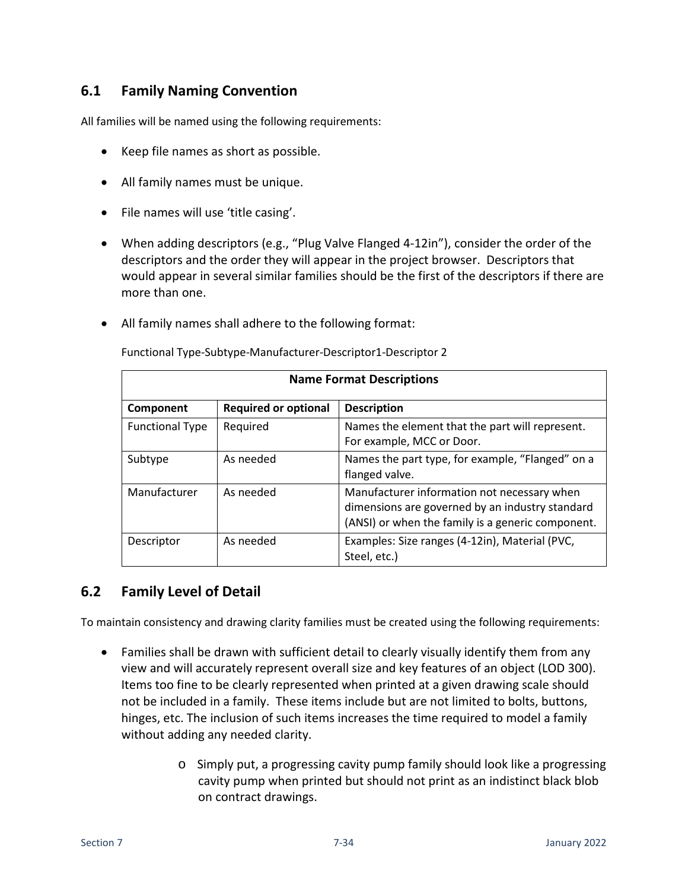## 6.1 Family Naming Convention

All families will be named using the following requirements:

- Keep file names as short as possible.
- All family names must be unique.
- File names will use 'title casing'.
- When adding descriptors (e.g., "Plug Valve Flanged 4-12in"), consider the order of the descriptors and the order they will appear in the project browser. Descriptors that would appear in several similar families should be the first of the descriptors if there are more than one.
- All family names shall adhere to the following format:

  Functional Type-Subtype-Manufacturer-Descriptor1-Descriptor 2

| Name Format Descriptions | | |
|---|---|---|
| **Component** | **Required or optional** | **Description** |
| Functional Type | Required | Names the element that the part will represent. For example, MCC or Door. |
| Subtype | As needed | Names the part type, for example, "Flanged" on a flanged valve. |
| Manufacturer | As needed | Manufacturer information not necessary when dimensions are governed by an industry standard (ANSI) or when the family is a generic component. |
| Descriptor | As needed | Examples: Size ranges (4-12in), Material (PVC, Steel, etc.) |

## 6.2 Family Level of Detail

To maintain consistency and drawing clarity families must be created using the following requirements:

- Families shall be drawn with sufficient detail to clearly visually identify them from any view and will accurately represent overall size and key features of an object (LOD 300). Items too fine to be clearly represented when printed at a given drawing scale should not be included in a family. These items include but are not limited to bolts, buttons, hinges, etc. The inclusion of such items increases the time required to model a family without adding any needed clarity.
  - Simply put, a progressing cavity pump family should look like a progressing cavity pump when printed but should not print as an indistinct black blob on contract drawings.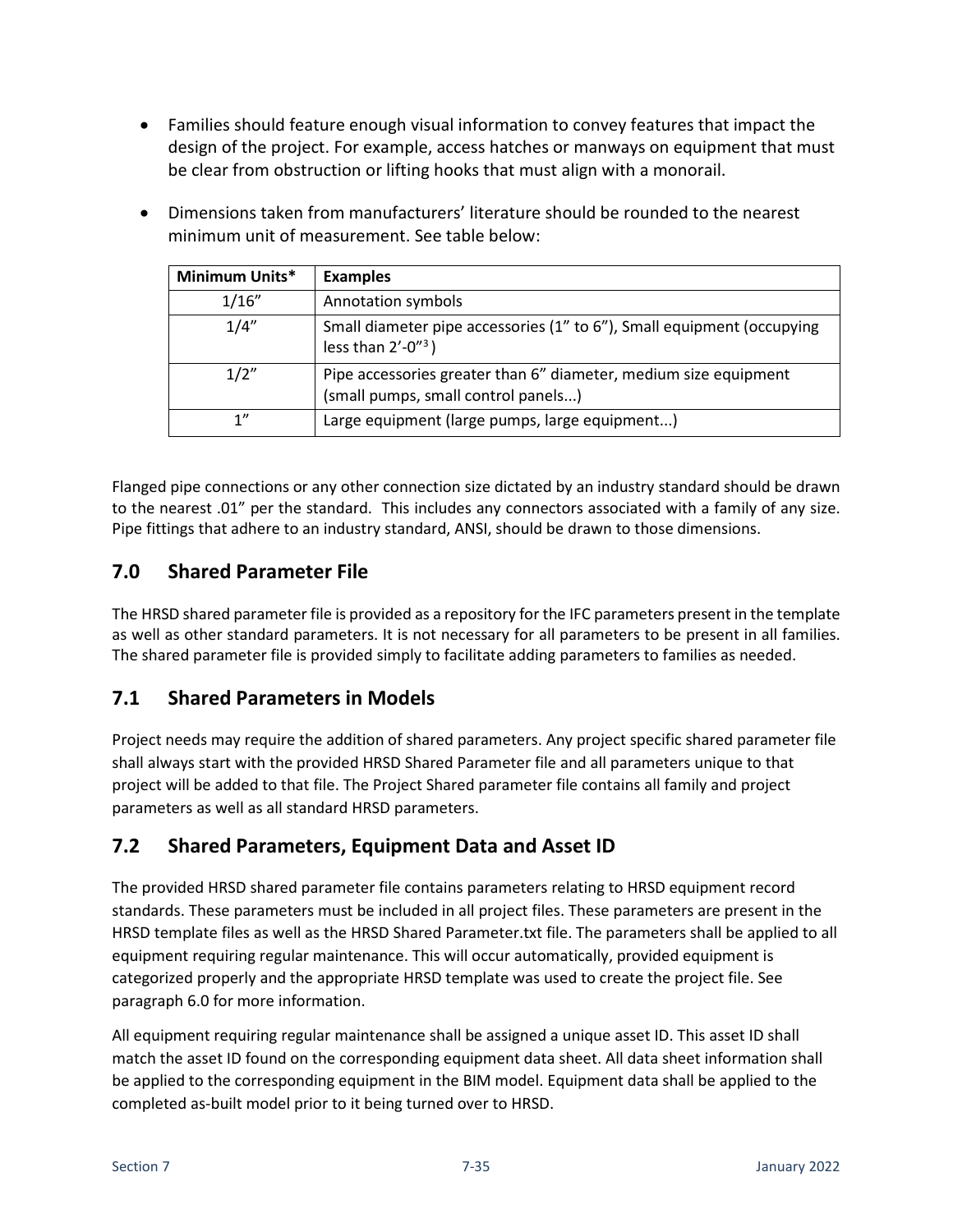- Families should feature enough visual information to convey features that impact the design of the project. For example, access hatches or manways on equipment that must be clear from obstruction or lifting hooks that must align with a monorail.

- Dimensions taken from manufacturers' literature should be rounded to the nearest minimum unit of measurement. See table below:

| Minimum Units* | Examples |
|---|---|
| 1/16" | Annotation symbols |
| 1/4" | Small diameter pipe accessories (1" to 6"), Small equipment (occupying less than 2'-0"[3]) |
| 1/2" | Pipe accessories greater than 6" diameter, medium size equipment (small pumps, small control panels...) |
| 1" | Large equipment (large pumps, large equipment...) |

Flanged pipe connections or any other connection size dictated by an industry standard should be drawn to the nearest .01" per the standard. This includes any connectors associated with a family of any size. Pipe fittings that adhere to an industry standard, ANSI, should be drawn to those dimensions.

## 7.0 Shared Parameter File

The HRSD shared parameter file is provided as a repository for the IFC parameters present in the template as well as other standard parameters. It is not necessary for all parameters to be present in all families. The shared parameter file is provided simply to facilitate adding parameters to families as needed.

## 7.1 Shared Parameters in Models

Project needs may require the addition of shared parameters. Any project specific shared parameter file shall always start with the provided HRSD Shared Parameter file and all parameters unique to that project will be added to that file. The Project Shared parameter file contains all family and project parameters as well as all standard HRSD parameters.

## 7.2 Shared Parameters, Equipment Data and Asset ID

The provided HRSD shared parameter file contains parameters relating to HRSD equipment record standards. These parameters must be included in all project files. These parameters are present in the HRSD template files as well as the HRSD Shared Parameter.txt file. The parameters shall be applied to all equipment requiring regular maintenance. This will occur automatically, provided equipment is categorized properly and the appropriate HRSD template was used to create the project file. See paragraph 6.0 for more information.

All equipment requiring regular maintenance shall be assigned a unique asset ID. This asset ID shall match the asset ID found on the corresponding equipment data sheet. All data sheet information shall be applied to the corresponding equipment in the BIM model. Equipment data shall be applied to the completed as-built model prior to it being turned over to HRSD.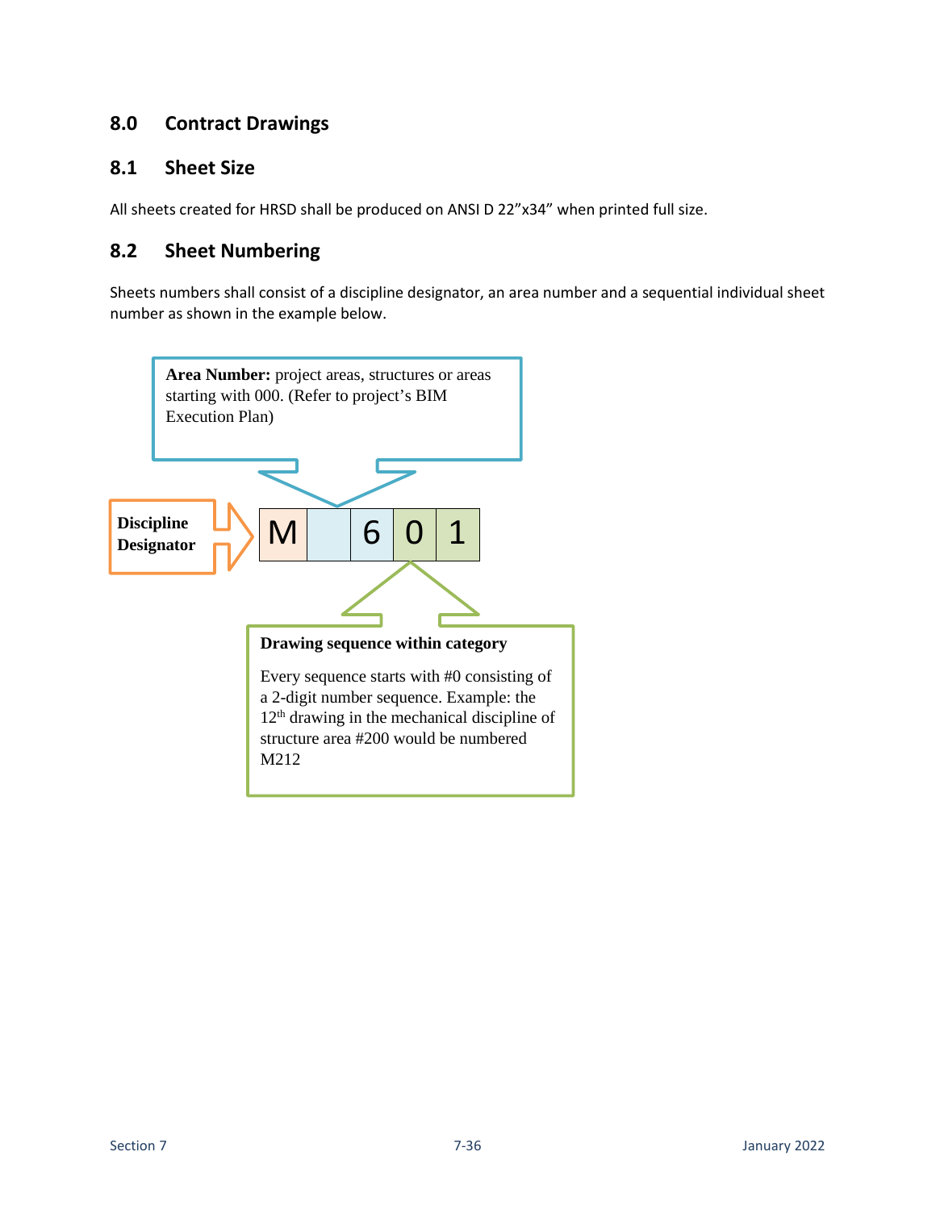## 8.0 Contract Drawings

### 8.1 Sheet Size

All sheets created for HRSD shall be produced on ANSI D 22"x34" when printed full size.

### 8.2 Sheet Numbering

Sheets numbers shall consist of a discipline designator, an area number and a sequential individual sheet number as shown in the example below.

**Area Number:** project areas, structures or areas starting with 000. (Refer to project's BIM Execution Plan)

**Discipline Designator**

| M | | 6 | 0 | 1 |
|---|---|---|---|---|

**Drawing sequence within category**

Every sequence starts with #0 consisting of a 2-digit number sequence. Example: the 12th drawing in the mechanical discipline of structure area #200 would be numbered M212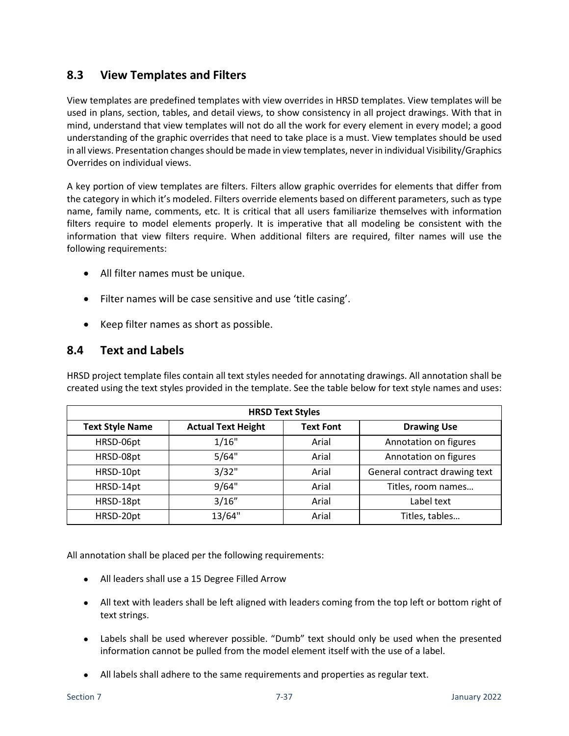## 8.3 View Templates and Filters

View templates are predefined templates with view overrides in HRSD templates. View templates will be used in plans, section, tables, and detail views, to show consistency in all project drawings. With that in mind, understand that view templates will not do all the work for every element in every model; a good understanding of the graphic overrides that need to take place is a must. View templates should be used in all views. Presentation changes should be made in view templates, never in individual Visibility/Graphics Overrides on individual views.

A key portion of view templates are filters. Filters allow graphic overrides for elements that differ from the category in which it's modeled. Filters override elements based on different parameters, such as type name, family name, comments, etc. It is critical that all users familiarize themselves with information filters require to model elements properly. It is imperative that all modeling be consistent with the information that view filters require. When additional filters are required, filter names will use the following requirements:

- All filter names must be unique.
- Filter names will be case sensitive and use 'title casing'.
- Keep filter names as short as possible.

## 8.4 Text and Labels

HRSD project template files contain all text styles needed for annotating drawings. All annotation shall be created using the text styles provided in the template. See the table below for text style names and uses:

| HRSD Text Styles | | | |
|---|---|---|---|
| **Text Style Name** | **Actual Text Height** | **Text Font** | **Drawing Use** |
| HRSD-06pt | 1/16" | Arial | Annotation on figures |
| HRSD-08pt | 5/64" | Arial | Annotation on figures |
| HRSD-10pt | 3/32" | Arial | General contract drawing text |
| HRSD-14pt | 9/64" | Arial | Titles, room names… |
| HRSD-18pt | 3/16" | Arial | Label text |
| HRSD-20pt | 13/64" | Arial | Titles, tables… |

All annotation shall be placed per the following requirements:

- All leaders shall use a 15 Degree Filled Arrow
- All text with leaders shall be left aligned with leaders coming from the top left or bottom right of text strings.
- Labels shall be used wherever possible. "Dumb" text should only be used when the presented information cannot be pulled from the model element itself with the use of a label.
- All labels shall adhere to the same requirements and properties as regular text.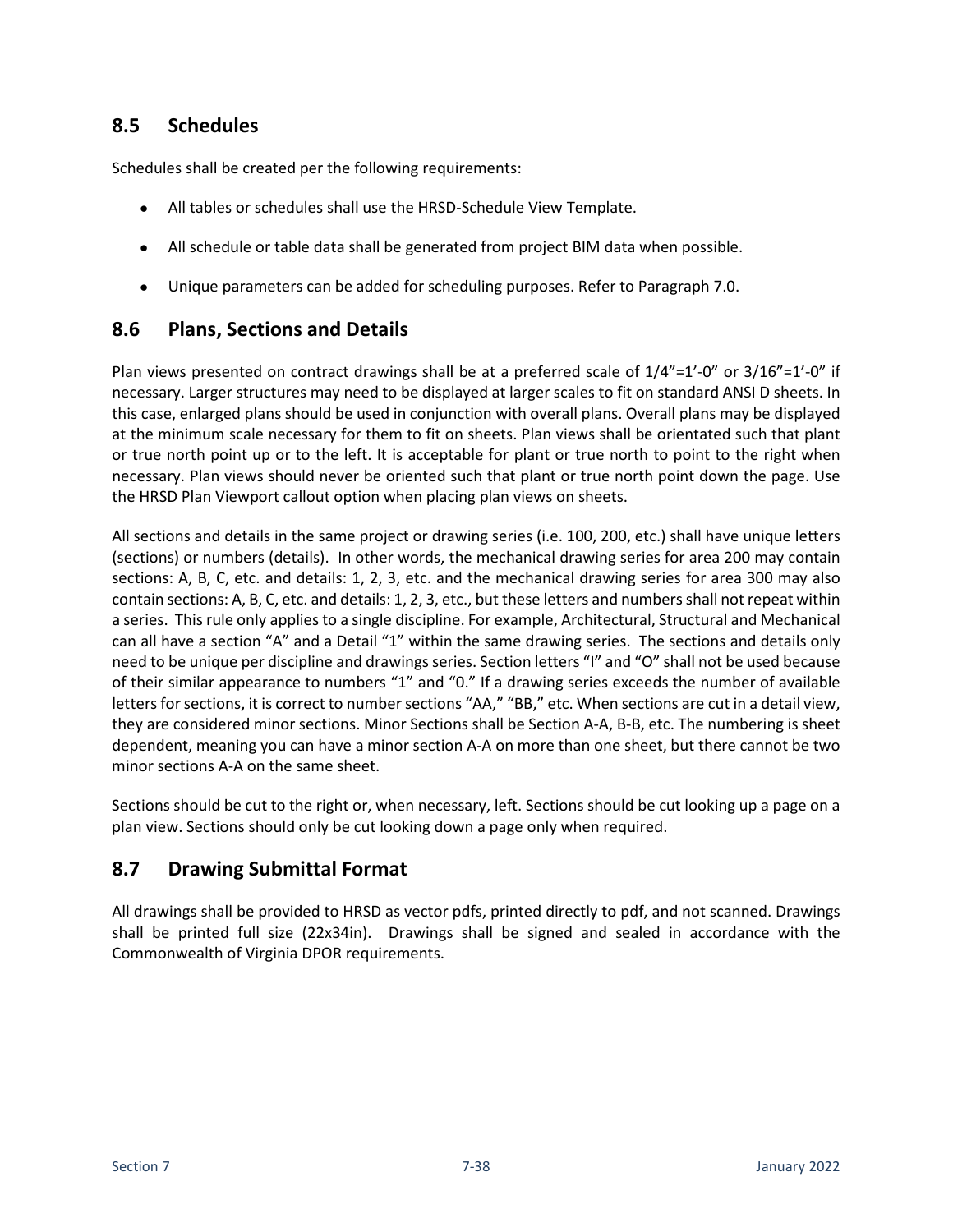## 8.5 Schedules

Schedules shall be created per the following requirements:

- All tables or schedules shall use the HRSD-Schedule View Template.
- All schedule or table data shall be generated from project BIM data when possible.
- Unique parameters can be added for scheduling purposes. Refer to Paragraph 7.0.

## 8.6 Plans, Sections and Details

Plan views presented on contract drawings shall be at a preferred scale of 1/4"=1'-0" or 3/16"=1'-0" if necessary. Larger structures may need to be displayed at larger scales to fit on standard ANSI D sheets. In this case, enlarged plans should be used in conjunction with overall plans. Overall plans may be displayed at the minimum scale necessary for them to fit on sheets. Plan views shall be orientated such that plant or true north point up or to the left. It is acceptable for plant or true north to point to the right when necessary. Plan views should never be oriented such that plant or true north point down the page. Use the HRSD Plan Viewport callout option when placing plan views on sheets.

All sections and details in the same project or drawing series (i.e. 100, 200, etc.) shall have unique letters (sections) or numbers (details). In other words, the mechanical drawing series for area 200 may contain sections: A, B, C, etc. and details: 1, 2, 3, etc. and the mechanical drawing series for area 300 may also contain sections: A, B, C, etc. and details: 1, 2, 3, etc., but these letters and numbers shall not repeat within a series. This rule only applies to a single discipline. For example, Architectural, Structural and Mechanical can all have a section "A" and a Detail "1" within the same drawing series. The sections and details only need to be unique per discipline and drawings series. Section letters "I" and "O" shall not be used because of their similar appearance to numbers "1" and "0." If a drawing series exceeds the number of available letters for sections, it is correct to number sections "AA," "BB," etc. When sections are cut in a detail view, they are considered minor sections. Minor Sections shall be Section A-A, B-B, etc. The numbering is sheet dependent, meaning you can have a minor section A-A on more than one sheet, but there cannot be two minor sections A-A on the same sheet.

Sections should be cut to the right or, when necessary, left. Sections should be cut looking up a page on a plan view. Sections should only be cut looking down a page only when required.

## 8.7 Drawing Submittal Format

All drawings shall be provided to HRSD as vector pdfs, printed directly to pdf, and not scanned. Drawings shall be printed full size (22x34in). Drawings shall be signed and sealed in accordance with the Commonwealth of Virginia DPOR requirements.